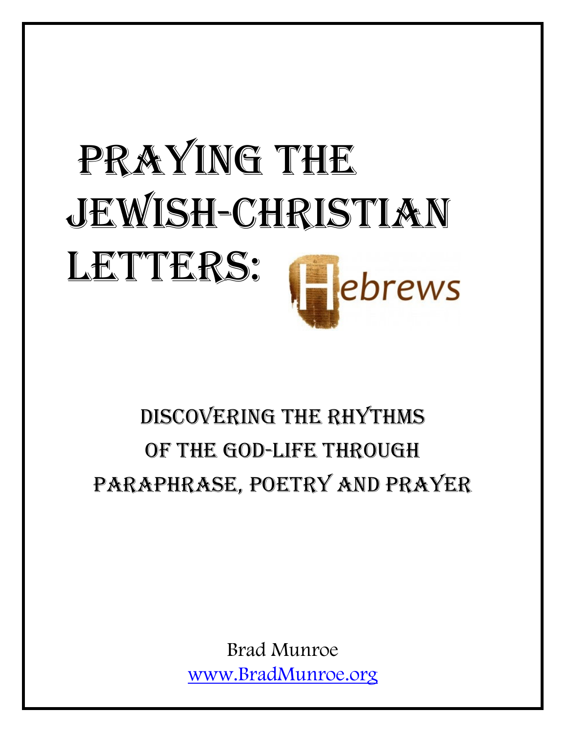# Praying the Jewish-Christian Letters: Hebrews

## Discovering the Rhythms of the God-Life through Paraphrase, Poetry and Prayer

Brad Munroe

www.BradMunroe.org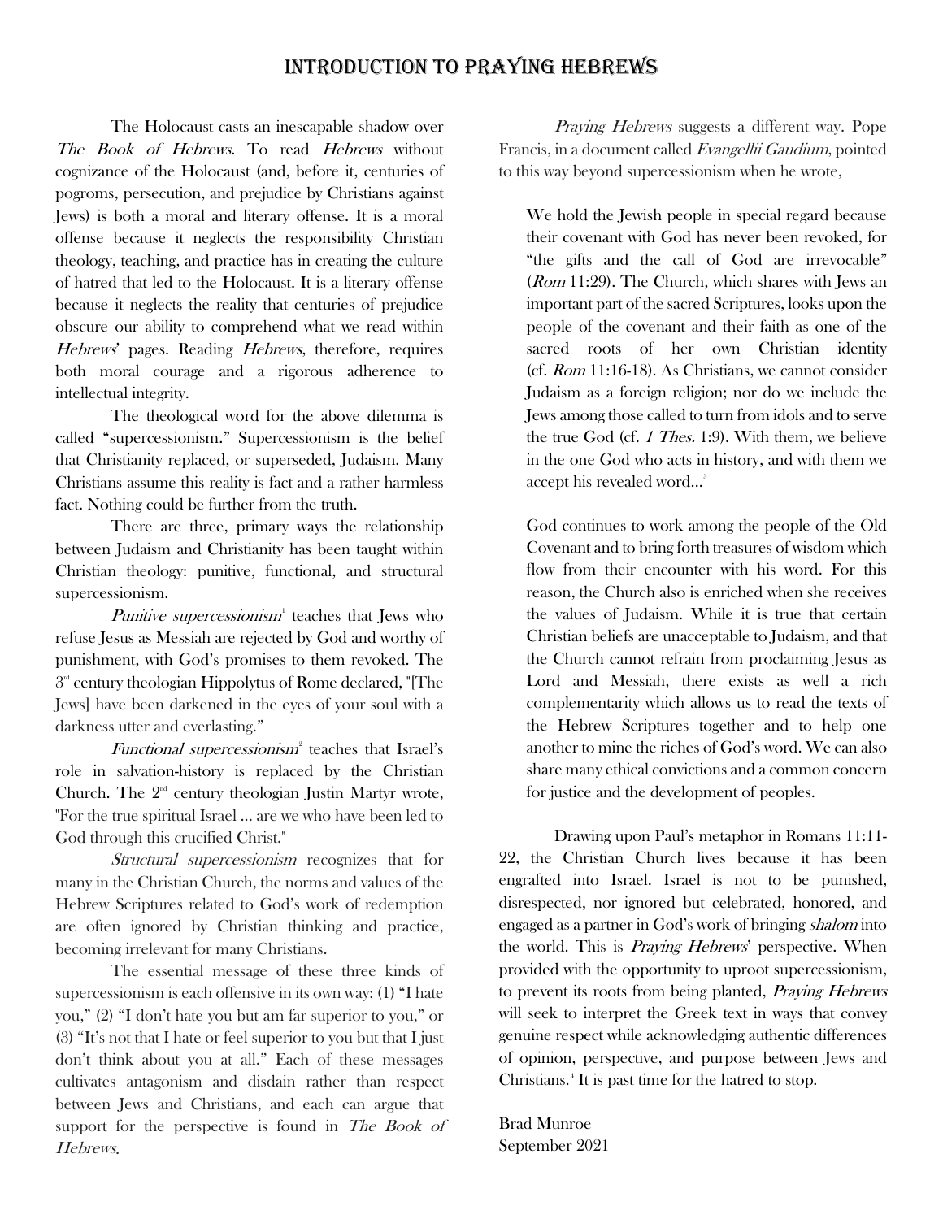# Introduction to Praying Hebrews

The Holocaust casts an inescapable shadow over *The Book of Hebrews*. To read *Hebrews* without cognizance of the Holocaust (and, before it, centuries of pogroms, persecution, and prejudice by Christians against Jews) is both a moral and literary offense. It is a moral offense because it neglects the responsibility Christian theology, teaching, and practice has in creating the culture of hatred that led to the Holocaust. It is a literary offense because it neglects the reality that centuries of prejudice obscure our ability to comprehend what we read within *Hebrews*' pages. Reading *Hebrews*, therefore, requires both moral courage and a rigorous adherence to intellectual integrity.

The theological word for the above dilemma is called "supercessionism." Supercessionism is the belief that Christianity replaced, or superseded, Judaism. Many Christians assume this reality is fact and a rather harmless fact. Nothing could be further from the truth.

There are three, primary ways the relationship between Judaism and Christianity has been taught within Christian theology: punitive, functional, and structural supercessionism.

*Punitive supercessionism*[1] teaches that Jews who refuse Jesus as Messiah are rejected by God and worthy of punishment, with God's promises to them revoked. The 3rd century theologian Hippolytus of Rome declared, "[The Jews] have been darkened in the eyes of your soul with a darkness utter and everlasting."

*Functional supercessionism*[2] teaches that Israel's role in salvation-history is replaced by the Christian Church. The 2nd century theologian Justin Martyr wrote, "For the true spiritual Israel ... are we who have been led to God through this crucified Christ."

*Structural supercessionism* recognizes that for many in the Christian Church, the norms and values of the Hebrew Scriptures related to God's work of redemption are often ignored by Christian thinking and practice, becoming irrelevant for many Christians.

The essential message of these three kinds of supercessionism is each offensive in its own way: (1) "I hate you," (2) "I don't hate you but am far superior to you," or (3) "It's not that I hate or feel superior to you but that I just don't think about you at all." Each of these messages cultivates antagonism and disdain rather than respect between Jews and Christians, and each can argue that support for the perspective is found in *The Book of Hebrews*.

*Praying Hebrews* suggests a different way. Pope Francis, in a document called *Evangellii Gaudium*, pointed to this way beyond supercessionism when he wrote,

> We hold the Jewish people in special regard because their covenant with God has never been revoked, for "the gifts and the call of God are irrevocable" (*Rom* 11:29). The Church, which shares with Jews an important part of the sacred Scriptures, looks upon the people of the covenant and their faith as one of the sacred roots of her own Christian identity (cf. *Rom* 11:16-18). As Christians, we cannot consider Judaism as a foreign religion; nor do we include the Jews among those called to turn from idols and to serve the true God (cf. *1 Thes.* 1:9). With them, we believe in the one God who acts in history, and with them we accept his revealed word...[3]
>
> God continues to work among the people of the Old Covenant and to bring forth treasures of wisdom which flow from their encounter with his word. For this reason, the Church also is enriched when she receives the values of Judaism. While it is true that certain Christian beliefs are unacceptable to Judaism, and that the Church cannot refrain from proclaiming Jesus as Lord and Messiah, there exists as well a rich complementarity which allows us to read the texts of the Hebrew Scriptures together and to help one another to mine the riches of God's word. We can also share many ethical convictions and a common concern for justice and the development of peoples.

Drawing upon Paul's metaphor in Romans 11:11-22, the Christian Church lives because it has been engrafted into Israel. Israel is not to be punished, disrespected, nor ignored but celebrated, honored, and engaged as a partner in God's work of bringing *shalom* into the world. This is *Praying Hebrews*' perspective. When provided with the opportunity to uproot supercessionism, to prevent its roots from being planted, *Praying Hebrews* will seek to interpret the Greek text in ways that convey genuine respect while acknowledging authentic differences of opinion, perspective, and purpose between Jews and Christians.[4] It is past time for the hatred to stop.

Brad Munroe
September 2021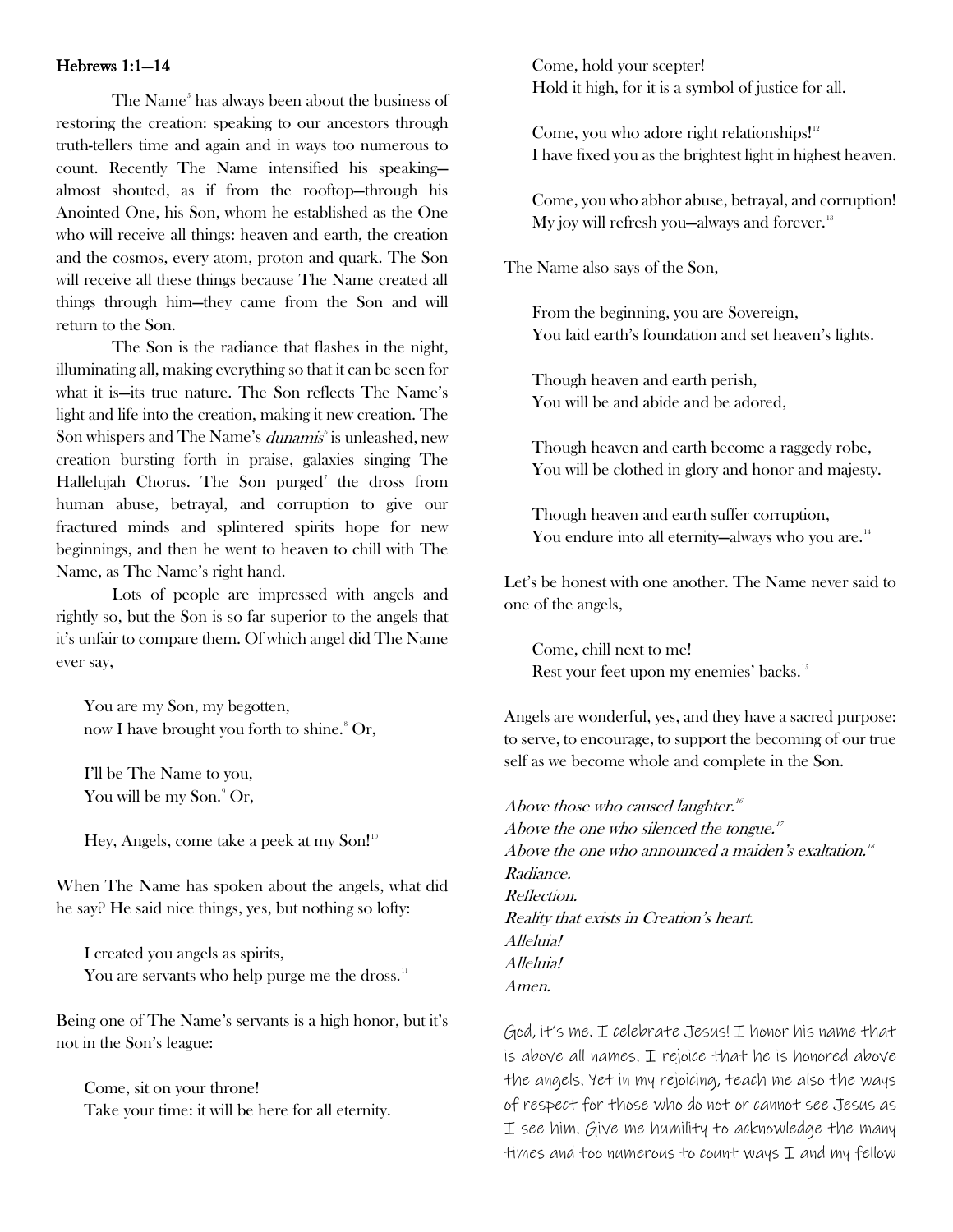**Hebrews 1:1—14**

The Name[5] has always been about the business of restoring the creation: speaking to our ancestors through truth-tellers time and again and in ways too numerous to count. Recently The Name intensified his speaking—almost shouted, as if from the rooftop—through his Anointed One, his Son, whom he established as the One who will receive all things: heaven and earth, the creation and the cosmos, every atom, proton and quark. The Son will receive all these things because The Name created all things through him—they came from the Son and will return to the Son.

The Son is the radiance that flashes in the night, illuminating all, making everything so that it can be seen for what it is—its true nature. The Son reflects The Name's light and life into the creation, making it new creation. The Son whispers and The Name's *dunamis*[6] is unleashed, new creation bursting forth in praise, galaxies singing The Hallelujah Chorus. The Son purged[7] the dross from human abuse, betrayal, and corruption to give our fractured minds and splintered spirits hope for new beginnings, and then he went to heaven to chill with The Name, as The Name's right hand.

Lots of people are impressed with angels and rightly so, but the Son is so far superior to the angels that it's unfair to compare them. Of which angel did The Name ever say,

> You are my Son, my begotten,
> now I have brought you forth to shine.[8] Or,
>
> I'll be The Name to you,
> You will be my Son.[9] Or,
>
> Hey, Angels, come take a peek at my Son![10]

When The Name has spoken about the angels, what did he say? He said nice things, yes, but nothing so lofty:

> I created you angels as spirits,
> You are servants who help purge me the dross.[11]

Being one of The Name's servants is a high honor, but it's not in the Son's league:

> Come, sit on your throne!
> Take your time: it will be here for all eternity.
>
> Come, hold your scepter!
> Hold it high, for it is a symbol of justice for all.
>
> Come, you who adore right relationships![12]
> I have fixed you as the brightest light in highest heaven.
>
> Come, you who abhor abuse, betrayal, and corruption!
> My joy will refresh you—always and forever.[13]

The Name also says of the Son,

> From the beginning, you are Sovereign,
> You laid earth's foundation and set heaven's lights.
>
> Though heaven and earth perish,
> You will be and abide and be adored,
>
> Though heaven and earth become a raggedy robe,
> You will be clothed in glory and honor and majesty.
>
> Though heaven and earth suffer corruption,
> You endure into all eternity—always who you are.[14]

Let's be honest with one another. The Name never said to one of the angels,

> Come, chill next to me!
> Rest your feet upon my enemies' backs.[15]

Angels are wonderful, yes, and they have a sacred purpose: to serve, to encourage, to support the becoming of our true self as we become whole and complete in the Son.

*Above those who caused laughter.*[16]
*Above the one who silenced the tongue.*[17]
*Above the one who announced a maiden's exaltation.*[18]
*Radiance.*
*Reflection.*
*Reality that exists in Creation's heart.*
*Alleluia!*
*Alleluia!*
*Amen.*

God, it's me. I celebrate Jesus! I honor his name that is above all names. I rejoice that he is honored above the angels. Yet in my rejoicing, teach me also the ways of respect for those who do not or cannot see Jesus as I see him. Give me humility to acknowledge the many times and too numerous to count ways I and my fellow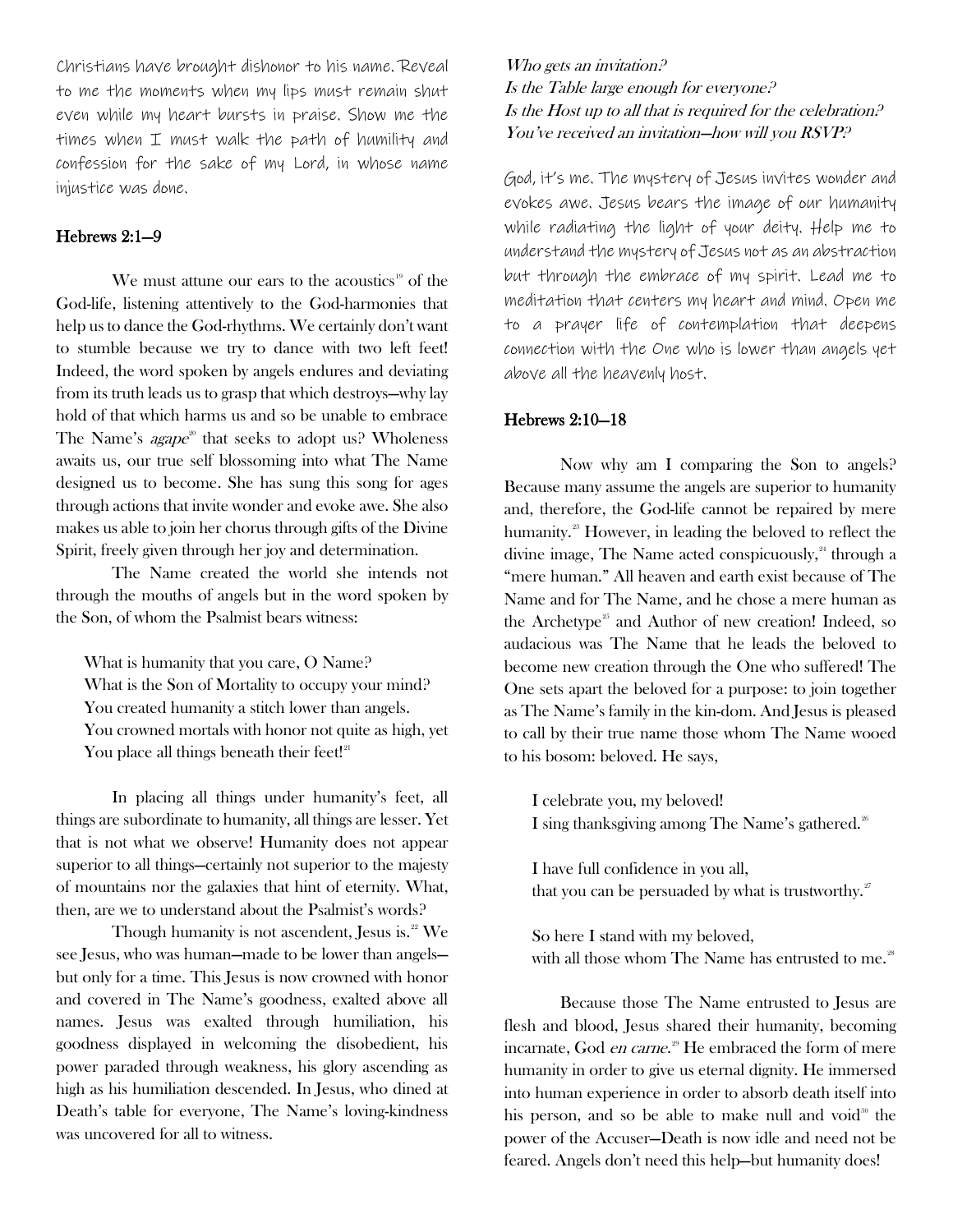Christians have brought dishonor to his name. Reveal to me the moments when my lips must remain shut even while my heart bursts in praise. Show me the times when I must walk the path of humility and confession for the sake of my Lord, in whose name injustice was done.

## Hebrews 2:1–9

We must attune our ears to the acoustics[19] of the God-life, listening attentively to the God-harmonies that help us to dance the God-rhythms. We certainly don't want to stumble because we try to dance with two left feet! Indeed, the word spoken by angels endures and deviating from its truth leads us to grasp that which destroys—why lay hold of that which harms us and so be unable to embrace The Name's *agape*[20] that seeks to adopt us? Wholeness awaits us, our true self blossoming into what The Name designed us to become. She has sung this song for ages through actions that invite wonder and evoke awe. She also makes us able to join her chorus through gifts of the Divine Spirit, freely given through her joy and determination.

The Name created the world she intends not through the mouths of angels but in the word spoken by the Son, of whom the Psalmist bears witness:

> What is humanity that you care, O Name?
> What is the Son of Mortality to occupy your mind?
> You created humanity a stitch lower than angels.
> You crowned mortals with honor not quite as high, yet
> You place all things beneath their feet![21]

In placing all things under humanity's feet, all things are subordinate to humanity, all things are lesser. Yet that is not what we observe! Humanity does not appear superior to all things—certainly not superior to the majesty of mountains nor the galaxies that hint of eternity. What, then, are we to understand about the Psalmist's words?

Though humanity is not ascendent, Jesus is.[22] We see Jesus, who was human—made to be lower than angels—but only for a time. This Jesus is now crowned with honor and covered in The Name's goodness, exalted above all names. Jesus was exalted through humiliation, his goodness displayed in welcoming the disobedient, his power paraded through weakness, his glory ascending as high as his humiliation descended. In Jesus, who dined at Death's table for everyone, The Name's loving-kindness was uncovered for all to witness.

*Who gets an invitation?*
*Is the Table large enough for everyone?*
*Is the Host up to all that is required for the celebration?*
*You've received an invitation—how will you RSVP?*

God, it's me. The mystery of Jesus invites wonder and evokes awe. Jesus bears the image of our humanity while radiating the light of your deity. Help me to understand the mystery of Jesus not as an abstraction but through the embrace of my spirit. Lead me to meditation that centers my heart and mind. Open me to a prayer life of contemplation that deepens connection with the One who is lower than angels yet above all the heavenly host.

## Hebrews 2:10–18

Now why am I comparing the Son to angels? Because many assume the angels are superior to humanity and, therefore, the God-life cannot be repaired by mere humanity.[23] However, in leading the beloved to reflect the divine image, The Name acted conspicuously,[24] through a "mere human." All heaven and earth exist because of The Name and for The Name, and he chose a mere human as the Archetype[25] and Author of new creation! Indeed, so audacious was The Name that he leads the beloved to become new creation through the One who suffered! The One sets apart the beloved for a purpose: to join together as The Name's family in the kin-dom. And Jesus is pleased to call by their true name those whom The Name wooed to his bosom: beloved. He says,

> I celebrate you, my beloved!
> I sing thanksgiving among The Name's gathered.[26]
>
> I have full confidence in you all,
> that you can be persuaded by what is trustworthy.[27]
>
> So here I stand with my beloved,
> with all those whom The Name has entrusted to me.[28]

Because those The Name entrusted to Jesus are flesh and blood, Jesus shared their humanity, becoming incarnate, God *en carne*.[29] He embraced the form of mere humanity in order to give us eternal dignity. He immersed into human experience in order to absorb death itself into his person, and so be able to make null and void[30] the power of the Accuser—Death is now idle and need not be feared. Angels don't need this help—but humanity does!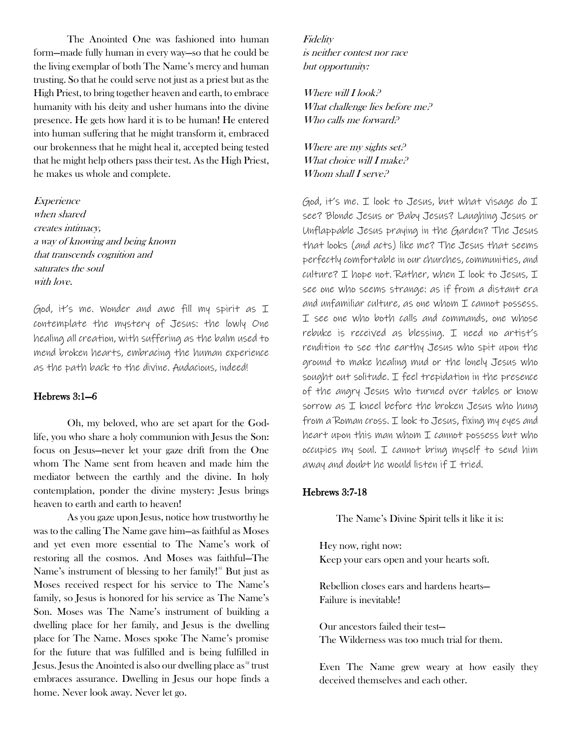The Anointed One was fashioned into human form—made fully human in every way—so that he could be the living exemplar of both The Name's mercy and human trusting. So that he could serve not just as a priest but as the High Priest, to bring together heaven and earth, to embrace humanity with his deity and usher humans into the divine presence. He gets how hard it is to be human! He entered into human suffering that he might transform it, embraced our brokenness that he might heal it, accepted being tested that he might help others pass their test. As the High Priest, he makes us whole and complete.

*Experience*
*when shared*
*creates intimacy,*
*a way of knowing and being known*
*that transcends cognition and*
*saturates the soul*
*with love.*

God, it's me. Wonder and awe fill my spirit as I contemplate the mystery of Jesus: the lowly One healing all creation, with suffering as the balm used to mend broken hearts, embracing the human experience as the path back to the divine. Audacious, indeed!

### Hebrews 3:1–6

Oh, my beloved, who are set apart for the God-life, you who share a holy communion with Jesus the Son: focus on Jesus—never let your gaze drift from the One whom The Name sent from heaven and made him the mediator between the earthly and the divine. In holy contemplation, ponder the divine mystery: Jesus brings heaven to earth and earth to heaven!

As you gaze upon Jesus, notice how trustworthy he was to the calling The Name gave him—as faithful as Moses and yet even more essential to The Name's work of restoring all the cosmos. And Moses was faithful—The Name's instrument of blessing to her family![31] But just as Moses received respect for his service to The Name's family, so Jesus is honored for his service as The Name's Son. Moses was The Name's instrument of building a dwelling place for her family, and Jesus is the dwelling place for The Name. Moses spoke The Name's promise for the future that was fulfilled and is being fulfilled in Jesus. Jesus the Anointed is also our dwelling place as[32] trust embraces assurance. Dwelling in Jesus our hope finds a home. Never look away. Never let go.

*Fidelity*
*is neither contest nor race*
*but opportunity:*

*Where will I look?*
*What challenge lies before me?*
*Who calls me forward?*

*Where are my sights set?*
*What choice will I make?*
*Whom shall I serve?*

God, it's me. I look to Jesus, but what visage do I see? Blonde Jesus or Baby Jesus? Laughing Jesus or Unflappable Jesus praying in the Garden? The Jesus that looks (and acts) like me? The Jesus that seems perfectly comfortable in our churches, communities, and culture? I hope not. Rather, when I look to Jesus, I see one who seems strange: as if from a distant era and unfamiliar culture, as one whom I cannot possess. I see one who both calls and commands, one whose rebuke is received as blessing. I need no artist's rendition to see the earthy Jesus who spit upon the ground to make healing mud or the lonely Jesus who sought out solitude. I feel trepidation in the presence of the angry Jesus who turned over tables or know sorrow as I kneel before the broken Jesus who hung from a Roman cross. I look to Jesus, fixing my eyes and heart upon this man whom I cannot possess but who occupies my soul. I cannot bring myself to send him away and doubt he would listen if I tried.

### Hebrews 3:7-18

The Name's Divine Spirit tells it like it is:

Hey now, right now:
Keep your ears open and your hearts soft.

Rebellion closes ears and hardens hearts—
Failure is inevitable!

Our ancestors failed their test—
The Wilderness was too much trial for them.

Even The Name grew weary at how easily they deceived themselves and each other.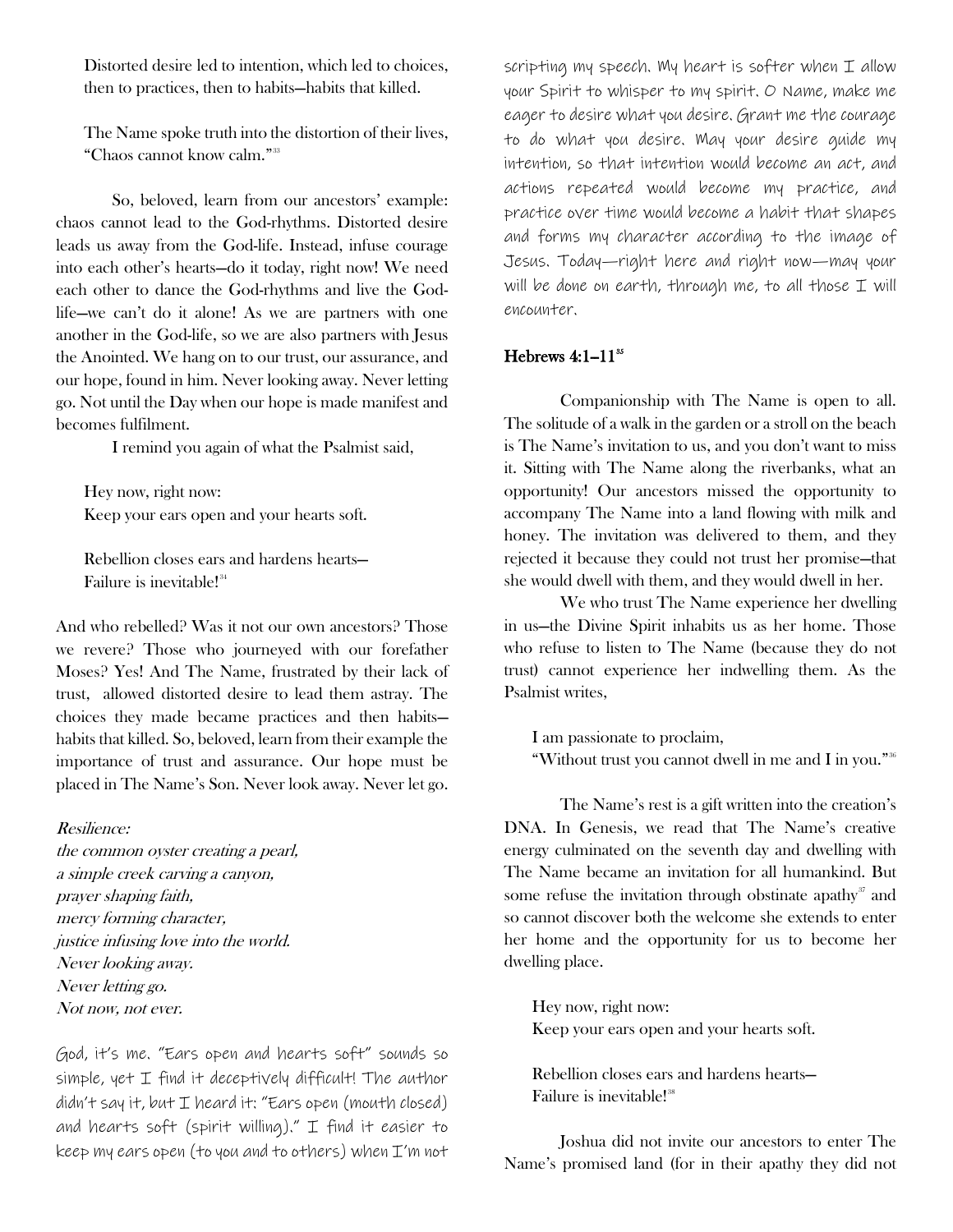Distorted desire led to intention, which led to choices, then to practices, then to habits—habits that killed.

The Name spoke truth into the distortion of their lives, "Chaos cannot know calm."[33]

So, beloved, learn from our ancestors' example: chaos cannot lead to the God-rhythms. Distorted desire leads us away from the God-life. Instead, infuse courage into each other's hearts—do it today, right now! We need each other to dance the God-rhythms and live the God-life—we can't do it alone! As we are partners with one another in the God-life, so we are also partners with Jesus the Anointed. We hang on to our trust, our assurance, and our hope, found in him. Never looking away. Never letting go. Not until the Day when our hope is made manifest and becomes fulfilment.

I remind you again of what the Psalmist said,

Hey now, right now:
Keep your ears open and your hearts soft.

Rebellion closes ears and hardens hearts—
Failure is inevitable![34]

And who rebelled? Was it not our own ancestors? Those we revere? Those who journeyed with our forefather Moses? Yes! And The Name, frustrated by their lack of trust, allowed distorted desire to lead them astray. The choices they made became practices and then habits—habits that killed. So, beloved, learn from their example the importance of trust and assurance. Our hope must be placed in The Name's Son. Never look away. Never let go.

*Resilience:*
*the common oyster creating a pearl,*
*a simple creek carving a canyon,*
*prayer shaping faith,*
*mercy forming character,*
*justice infusing love into the world.*
*Never looking away.*
*Never letting go.*
*Not now, not ever.*

God, it's me. "Ears open and hearts soft" sounds so simple, yet I find it deceptively difficult! The author didn't say it, but I heard it: "Ears open (mouth closed) and hearts soft (spirit willing)." I find it easier to keep my ears open (to you and to others) when I'm not scripting my speech. My heart is softer when I allow your Spirit to whisper to my spirit. O Name, make me eager to desire what you desire. Grant me the courage to do what you desire. May your desire guide my intention, so that intention would become an act, and actions repeated would become my practice, and practice over time would become a habit that shapes and forms my character according to the image of Jesus. Today—right here and right now—may your will be done on earth, through me, to all those I will encounter.

## Hebrews 4:1–11[35]

Companionship with The Name is open to all. The solitude of a walk in the garden or a stroll on the beach is The Name's invitation to us, and you don't want to miss it. Sitting with The Name along the riverbanks, what an opportunity! Our ancestors missed the opportunity to accompany The Name into a land flowing with milk and honey. The invitation was delivered to them, and they rejected it because they could not trust her promise—that she would dwell with them, and they would dwell in her.

We who trust The Name experience her dwelling in us—the Divine Spirit inhabits us as her home. Those who refuse to listen to The Name (because they do not trust) cannot experience her indwelling them. As the Psalmist writes,

I am passionate to proclaim,
"Without trust you cannot dwell in me and I in you."[36]

The Name's rest is a gift written into the creation's DNA. In Genesis, we read that The Name's creative energy culminated on the seventh day and dwelling with The Name became an invitation for all humankind. But some refuse the invitation through obstinate apathy[37] and so cannot discover both the welcome she extends to enter her home and the opportunity for us to become her dwelling place.

Hey now, right now:
Keep your ears open and your hearts soft.

Rebellion closes ears and hardens hearts—
Failure is inevitable![38]

Joshua did not invite our ancestors to enter The Name's promised land (for in their apathy they did not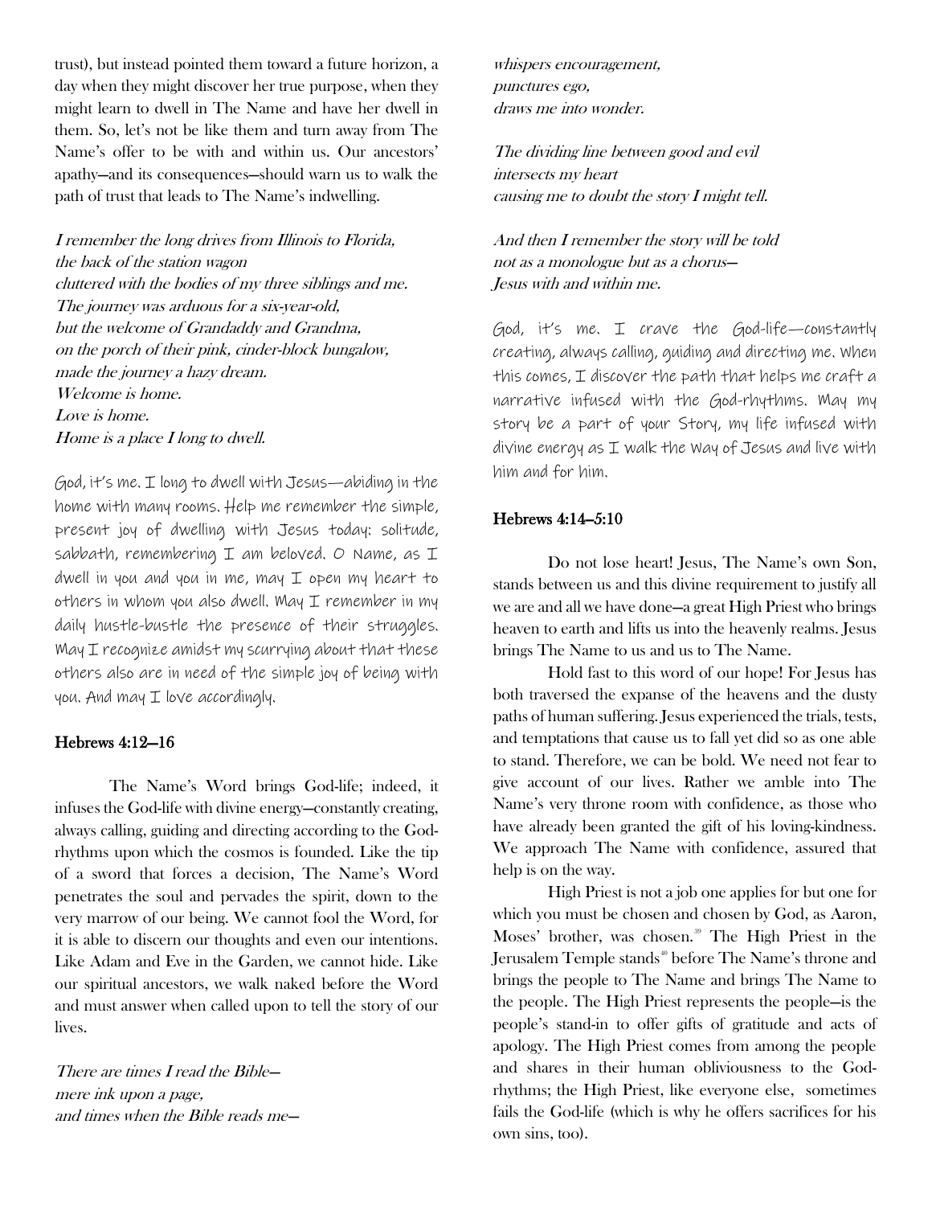trust), but instead pointed them toward a future horizon, a day when they might discover her true purpose, when they might learn to dwell in The Name and have her dwell in them. So, let's not be like them and turn away from The Name's offer to be with and within us. Our ancestors' apathy—and its consequences—should warn us to walk the path of trust that leads to The Name's indwelling.

*I remember the long drives from Illinois to Florida,*
*the back of the station wagon*
*cluttered with the bodies of my three siblings and me.*
*The journey was arduous for a six-year-old,*
*but the welcome of Grandaddy and Grandma,*
*on the porch of their pink, cinder-block bungalow,*
*made the journey a hazy dream.*
*Welcome is home.*
*Love is home.*
*Home is a place I long to dwell.*

God, it's me. I long to dwell with Jesus—abiding in the home with many rooms. Help me remember the simple, present joy of dwelling with Jesus today: solitude, sabbath, remembering I am beloved. O Name, as I dwell in you and you in me, may I open my heart to others in whom you also dwell. May I remember in my daily hustle-bustle the presence of their struggles. May I recognize amidst my scurrying about that these others also are in need of the simple joy of being with you. And may I love accordingly.

## Hebrews 4:12–16

The Name's Word brings God-life; indeed, it infuses the God-life with divine energy—constantly creating, always calling, guiding and directing according to the God-rhythms upon which the cosmos is founded. Like the tip of a sword that forces a decision, The Name's Word penetrates the soul and pervades the spirit, down to the very marrow of our being. We cannot fool the Word, for it is able to discern our thoughts and even our intentions. Like Adam and Eve in the Garden, we cannot hide. Like our spiritual ancestors, we walk naked before the Word and must answer when called upon to tell the story of our lives.

*There are times I read the Bible—*
*mere ink upon a page,*
*and times when the Bible reads me—*
*whispers encouragement,*
*punctures ego,*
*draws me into wonder.*

*The dividing line between good and evil*
*intersects my heart*
*causing me to doubt the story I might tell.*

*And then I remember the story will be told*
*not as a monologue but as a chorus—*
*Jesus with and within me.*

God, it's me. I crave the God-life—constantly creating, always calling, guiding and directing me. When this comes, I discover the path that helps me craft a narrative infused with the God-rhythms. May my story be a part of your Story, my life infused with divine energy as I walk the Way of Jesus and live with him and for him.

## Hebrews 4:14–5:10

Do not lose heart! Jesus, The Name's own Son, stands between us and this divine requirement to justify all we are and all we have done—a great High Priest who brings heaven to earth and lifts us into the heavenly realms. Jesus brings The Name to us and us to The Name.

Hold fast to this word of our hope! For Jesus has both traversed the expanse of the heavens and the dusty paths of human suffering. Jesus experienced the trials, tests, and temptations that cause us to fall yet did so as one able to stand. Therefore, we can be bold. We need not fear to give account of our lives. Rather we amble into The Name's very throne room with confidence, as those who have already been granted the gift of his loving-kindness. We approach The Name with confidence, assured that help is on the way.

High Priest is not a job one applies for but one for which you must be chosen and chosen by God, as Aaron, Moses' brother, was chosen.[39] The High Priest in the Jerusalem Temple stands[40] before The Name's throne and brings the people to The Name and brings The Name to the people. The High Priest represents the people—is the people's stand-in to offer gifts of gratitude and acts of apology. The High Priest comes from among the people and shares in their human obliviousness to the God-rhythms; the High Priest, like everyone else, sometimes fails the God-life (which is why he offers sacrifices for his own sins, too).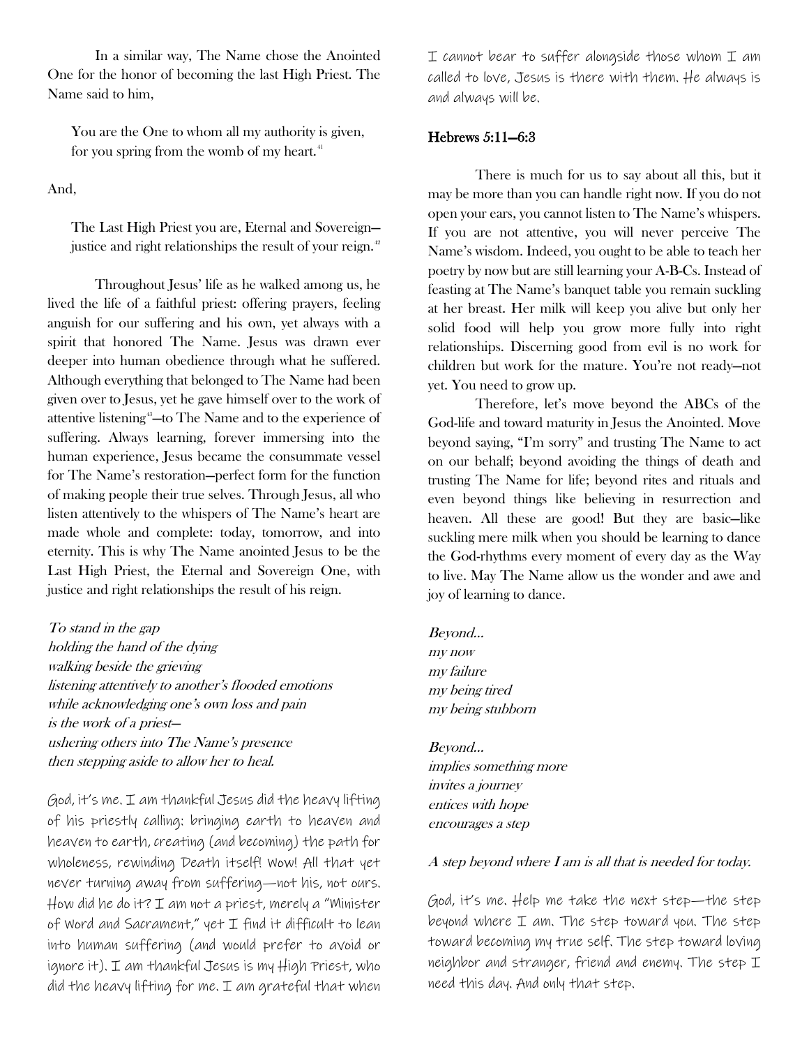In a similar way, The Name chose the Anointed One for the honor of becoming the last High Priest. The Name said to him,

> You are the One to whom all my authority is given,
> for you spring from the womb of my heart.[41]

And,

> The Last High Priest you are, Eternal and Sovereign—
> justice and right relationships the result of your reign.[42]

Throughout Jesus' life as he walked among us, he lived the life of a faithful priest: offering prayers, feeling anguish for our suffering and his own, yet always with a spirit that honored The Name. Jesus was drawn ever deeper into human obedience through what he suffered. Although everything that belonged to The Name had been given over to Jesus, yet he gave himself over to the work of attentive listening[43]—to The Name and to the experience of suffering. Always learning, forever immersing into the human experience, Jesus became the consummate vessel for The Name's restoration—perfect form for the function of making people their true selves. Through Jesus, all who listen attentively to the whispers of The Name's heart are made whole and complete: today, tomorrow, and into eternity. This is why The Name anointed Jesus to be the Last High Priest, the Eternal and Sovereign One, with justice and right relationships the result of his reign.

*To stand in the gap*
*holding the hand of the dying*
*walking beside the grieving*
*listening attentively to another's flooded emotions*
*while acknowledging one's own loss and pain*
*is the work of a priest—*
*ushering others into The Name's presence*
*then stepping aside to allow her to heal.*

God, it's me. I am thankful Jesus did the heavy lifting of his priestly calling: bringing earth to heaven and heaven to earth, creating (and becoming) the path for wholeness, rewinding Death itself! Wow! All that yet never turning away from suffering—not his, not ours. How did he do it? I am not a priest, merely a "Minister of Word and Sacrament," yet I find it difficult to lean into human suffering (and would prefer to avoid or ignore it). I am thankful Jesus is my High Priest, who did the heavy lifting for me. I am grateful that when I cannot bear to suffer alongside those whom I am called to love, Jesus is there with them. He always is and always will be.

### Hebrews 5:11—6:3

There is much for us to say about all this, but it may be more than you can handle right now. If you do not open your ears, you cannot listen to The Name's whispers. If you are not attentive, you will never perceive The Name's wisdom. Indeed, you ought to be able to teach her poetry by now but are still learning your A-B-Cs. Instead of feasting at The Name's banquet table you remain suckling at her breast. Her milk will keep you alive but only her solid food will help you grow more fully into right relationships. Discerning good from evil is no work for children but work for the mature. You're not ready—not yet. You need to grow up.

Therefore, let's move beyond the ABCs of the God-life and toward maturity in Jesus the Anointed. Move beyond saying, "I'm sorry" and trusting The Name to act on our behalf; beyond avoiding the things of death and trusting The Name for life; beyond rites and rituals and even beyond things like believing in resurrection and heaven. All these are good! But they are basic—like suckling mere milk when you should be learning to dance the God-rhythms every moment of every day as the Way to live. May The Name allow us the wonder and awe and joy of learning to dance.

*Beyond…*
*my now*
*my failure*
*my being tired*
*my being stubborn*

*Beyond…*
*implies something more*
*invites a journey*
*entices with hope*
*encourages a step*

*A step beyond where I am is all that is needed for today.*

God, it's me. Help me take the next step—the step beyond where I am. The step toward you. The step toward becoming my true self. The step toward loving neighbor and stranger, friend and enemy. The step I need this day. And only that step.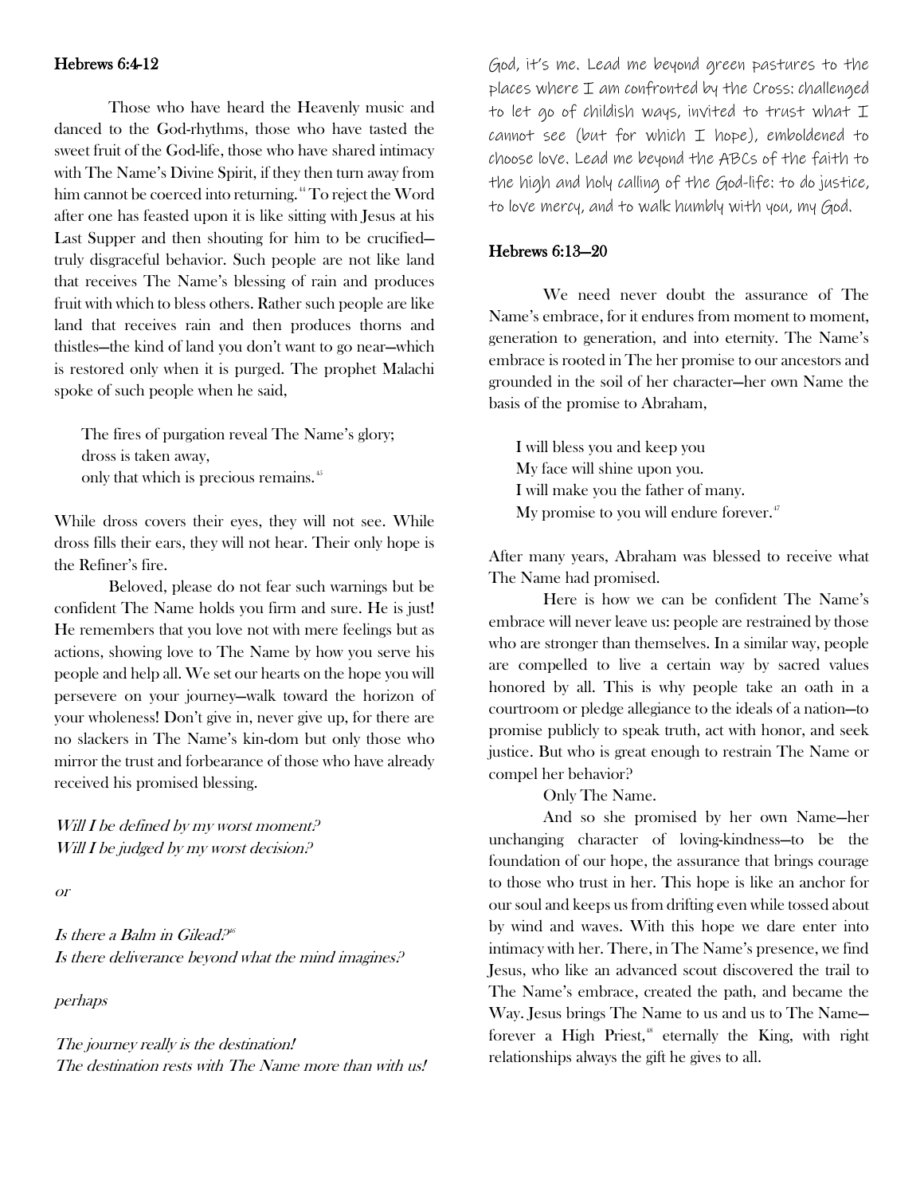## Hebrews 6:4-12

Those who have heard the Heavenly music and danced to the God-rhythms, those who have tasted the sweet fruit of the God-life, those who have shared intimacy with The Name's Divine Spirit, if they then turn away from him cannot be coerced into returning.[44] To reject the Word after one has feasted upon it is like sitting with Jesus at his Last Supper and then shouting for him to be crucified—truly disgraceful behavior. Such people are not like land that receives The Name's blessing of rain and produces fruit with which to bless others. Rather such people are like land that receives rain and then produces thorns and thistles—the kind of land you don't want to go near—which is restored only when it is purged. The prophet Malachi spoke of such people when he said,

> The fires of purgation reveal The Name's glory;
> dross is taken away,
> only that which is precious remains.[45]

While dross covers their eyes, they will not see. While dross fills their ears, they will not hear. Their only hope is the Refiner's fire.

Beloved, please do not fear such warnings but be confident The Name holds you firm and sure. He is just! He remembers that you love not with mere feelings but as actions, showing love to The Name by how you serve his people and help all. We set our hearts on the hope you will persevere on your journey—walk toward the horizon of your wholeness! Don't give in, never give up, for there are no slackers in The Name's kin-dom but only those who mirror the trust and forbearance of those who have already received his promised blessing.

*Will I be defined by my worst moment?*
*Will I be judged by my worst decision?*

*or*

*Is there a Balm in Gilead?*[46]
*Is there deliverance beyond what the mind imagines?*

*perhaps*

*The journey really is the destination!*
*The destination rests with The Name more than with us!*

God, it's me. Lead me beyond green pastures to the places where I am confronted by the Cross: challenged to let go of childish ways, invited to trust what I cannot see (but for which I hope), emboldened to choose love. Lead me beyond the ABCs of the faith to the high and holy calling of the God-life: to do justice, to love mercy, and to walk humbly with you, my God.

## Hebrews 6:13—20

We need never doubt the assurance of The Name's embrace, for it endures from moment to moment, generation to generation, and into eternity. The Name's embrace is rooted in The her promise to our ancestors and grounded in the soil of her character—her own Name the basis of the promise to Abraham,

> I will bless you and keep you
> My face will shine upon you.
> I will make you the father of many.
> My promise to you will endure forever.[47]

After many years, Abraham was blessed to receive what The Name had promised.

Here is how we can be confident The Name's embrace will never leave us: people are restrained by those who are stronger than themselves. In a similar way, people are compelled to live a certain way by sacred values honored by all. This is why people take an oath in a courtroom or pledge allegiance to the ideals of a nation—to promise publicly to speak truth, act with honor, and seek justice. But who is great enough to restrain The Name or compel her behavior?

Only The Name.

And so she promised by her own Name—her unchanging character of loving-kindness—to be the foundation of our hope, the assurance that brings courage to those who trust in her. This hope is like an anchor for our soul and keeps us from drifting even while tossed about by wind and waves. With this hope we dare enter into intimacy with her. There, in The Name's presence, we find Jesus, who like an advanced scout discovered the trail to The Name's embrace, created the path, and became the Way. Jesus brings The Name to us and us to The Name—forever a High Priest,[48] eternally the King, with right relationships always the gift he gives to all.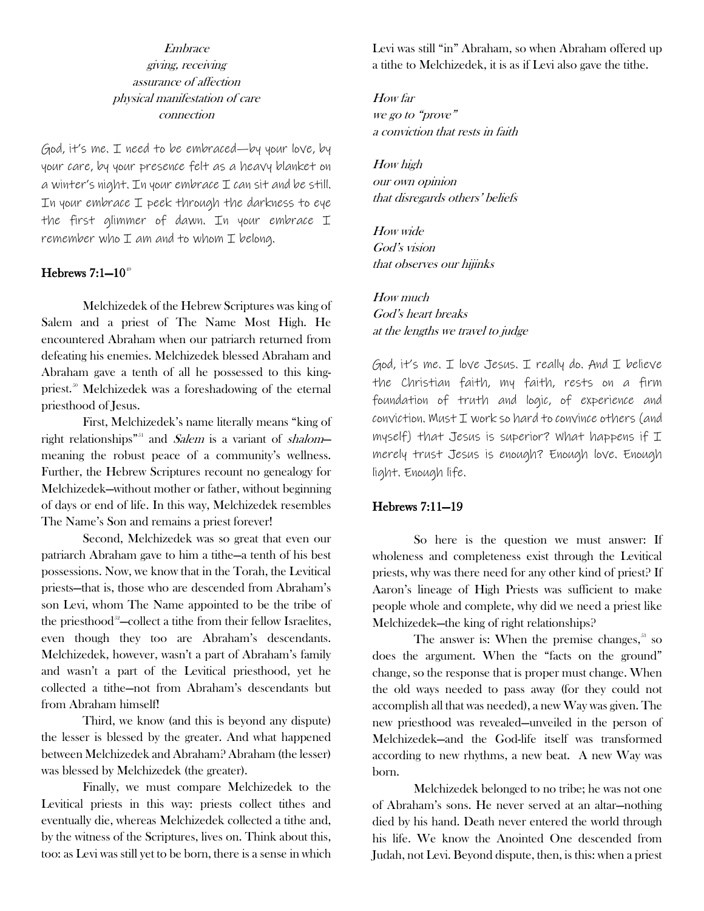*Embrace*
*giving, receiving*
*assurance of affection*
*physical manifestation of care*
*connection*

God, it's me. I need to be embraced—by your love, by your care, by your presence felt as a heavy blanket on a winter's night. In your embrace I can sit and be still. In your embrace I peek through the darkness to eye the first glimmer of dawn. In your embrace I remember who I am and to whom I belong.

### Hebrews 7:1–10[49]

Melchizedek of the Hebrew Scriptures was king of Salem and a priest of The Name Most High. He encountered Abraham when our patriarch returned from defeating his enemies. Melchizedek blessed Abraham and Abraham gave a tenth of all he possessed to this king-priest.[50] Melchizedek was a foreshadowing of the eternal priesthood of Jesus.

First, Melchizedek's name literally means "king of right relationships"[51] and *Salem* is a variant of *shalom*—meaning the robust peace of a community's wellness. Further, the Hebrew Scriptures recount no genealogy for Melchizedek—without mother or father, without beginning of days or end of life. In this way, Melchizedek resembles The Name's Son and remains a priest forever!

Second, Melchizedek was so great that even our patriarch Abraham gave to him a tithe—a tenth of his best possessions. Now, we know that in the Torah, the Levitical priests—that is, those who are descended from Abraham's son Levi, whom The Name appointed to be the tribe of the priesthood[52]—collect a tithe from their fellow Israelites, even though they too are Abraham's descendants. Melchizedek, however, wasn't a part of Abraham's family and wasn't a part of the Levitical priesthood, yet he collected a tithe—not from Abraham's descendants but from Abraham himself!

Third, we know (and this is beyond any dispute) the lesser is blessed by the greater. And what happened between Melchizedek and Abraham? Abraham (the lesser) was blessed by Melchizedek (the greater).

Finally, we must compare Melchizedek to the Levitical priests in this way: priests collect tithes and eventually die, whereas Melchizedek collected a tithe and, by the witness of the Scriptures, lives on. Think about this, too: as Levi was still yet to be born, there is a sense in which Levi was still "in" Abraham, so when Abraham offered up a tithe to Melchizedek, it is as if Levi also gave the tithe.

*How far*
*we go to "prove"*
*a conviction that rests in faith*

*How high*
*our own opinion*
*that disregards others' beliefs*

*How wide*
*God's vision*
*that observes our hijinks*

*How much*
*God's heart breaks*
*at the lengths we travel to judge*

God, it's me. I love Jesus. I really do. And I believe the Christian faith, my faith, rests on a firm foundation of truth and logic, of experience and conviction. Must I work so hard to convince others (and myself) that Jesus is superior? What happens if I merely trust Jesus is enough? Enough love. Enough light. Enough life.

### Hebrews 7:11–19

So here is the question we must answer: If wholeness and completeness exist through the Levitical priests, why was there need for any other kind of priest? If Aaron's lineage of High Priests was sufficient to make people whole and complete, why did we need a priest like Melchizedek—the king of right relationships?

The answer is: When the premise changes,[53] so does the argument. When the "facts on the ground" change, so the response that is proper must change. When the old ways needed to pass away (for they could not accomplish all that was needed), a new Way was given. The new priesthood was revealed—unveiled in the person of Melchizedek—and the God-life itself was transformed according to new rhythms, a new beat. A new Way was born.

Melchizedek belonged to no tribe; he was not one of Abraham's sons. He never served at an altar—nothing died by his hand. Death never entered the world through his life. We know the Anointed One descended from Judah, not Levi. Beyond dispute, then, is this: when a priest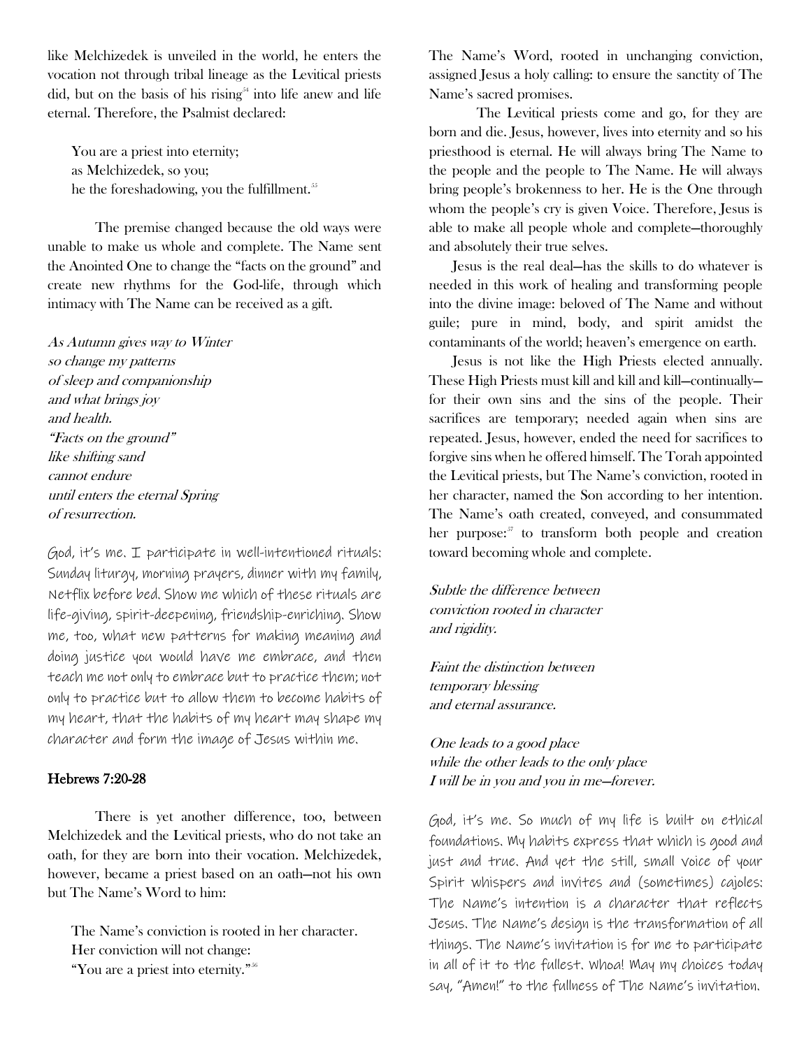like Melchizedek is unveiled in the world, he enters the vocation not through tribal lineage as the Levitical priests did, but on the basis of his rising[54] into life anew and life eternal. Therefore, the Psalmist declared:

> You are a priest into eternity;
> as Melchizedek, so you;
> he the foreshadowing, you the fulfillment.[55]

The premise changed because the old ways were unable to make us whole and complete. The Name sent the Anointed One to change the "facts on the ground" and create new rhythms for the God-life, through which intimacy with The Name can be received as a gift.

*As Autumn gives way to Winter*
*so change my patterns*
*of sleep and companionship*
*and what brings joy*
*and health.*
*"Facts on the ground"*
*like shifting sand*
*cannot endure*
*until enters the eternal Spring*
*of resurrection.*

God, it's me. I participate in well-intentioned rituals: Sunday liturgy, morning prayers, dinner with my family, Netflix before bed. Show me which of these rituals are life-giving, spirit-deepening, friendship-enriching. Show me, too, what new patterns for making meaning and doing justice you would have me embrace, and then teach me not only to embrace but to practice them; not only to practice but to allow them to become habits of my heart, that the habits of my heart may shape my character and form the image of Jesus within me.

### Hebrews 7:20-28

There is yet another difference, too, between Melchizedek and the Levitical priests, who do not take an oath, for they are born into their vocation. Melchizedek, however, became a priest based on an oath—not his own but The Name's Word to him:

> The Name's conviction is rooted in her character.
> Her conviction will not change:
> "You are a priest into eternity."[56]

The Name's Word, rooted in unchanging conviction, assigned Jesus a holy calling: to ensure the sanctity of The Name's sacred promises.

The Levitical priests come and go, for they are born and die. Jesus, however, lives into eternity and so his priesthood is eternal. He will always bring The Name to the people and the people to The Name. He will always bring people's brokenness to her. He is the One through whom the people's cry is given Voice. Therefore, Jesus is able to make all people whole and complete—thoroughly and absolutely their true selves.

Jesus is the real deal—has the skills to do whatever is needed in this work of healing and transforming people into the divine image: beloved of The Name and without guile; pure in mind, body, and spirit amidst the contaminants of the world; heaven's emergence on earth.

Jesus is not like the High Priests elected annually. These High Priests must kill and kill and kill—continually—for their own sins and the sins of the people. Their sacrifices are temporary; needed again when sins are repeated. Jesus, however, ended the need for sacrifices to forgive sins when he offered himself. The Torah appointed the Levitical priests, but The Name's conviction, rooted in her character, named the Son according to her intention. The Name's oath created, conveyed, and consummated her purpose:[57] to transform both people and creation toward becoming whole and complete.

*Subtle the difference between*
*conviction rooted in character*
*and rigidity.*

*Faint the distinction between*
*temporary blessing*
*and eternal assurance.*

*One leads to a good place*
*while the other leads to the only place*
*I will be in you and you in me—forever.*

God, it's me. So much of my life is built on ethical foundations. My habits express that which is good and just and true. And yet the still, small voice of your Spirit whispers and invites and (sometimes) cajoles: The Name's intention is a character that reflects Jesus. The Name's design is the transformation of all things. The Name's invitation is for me to participate in all of it to the fullest. Whoa! May my choices today say, "Amen!" to the fullness of The Name's invitation.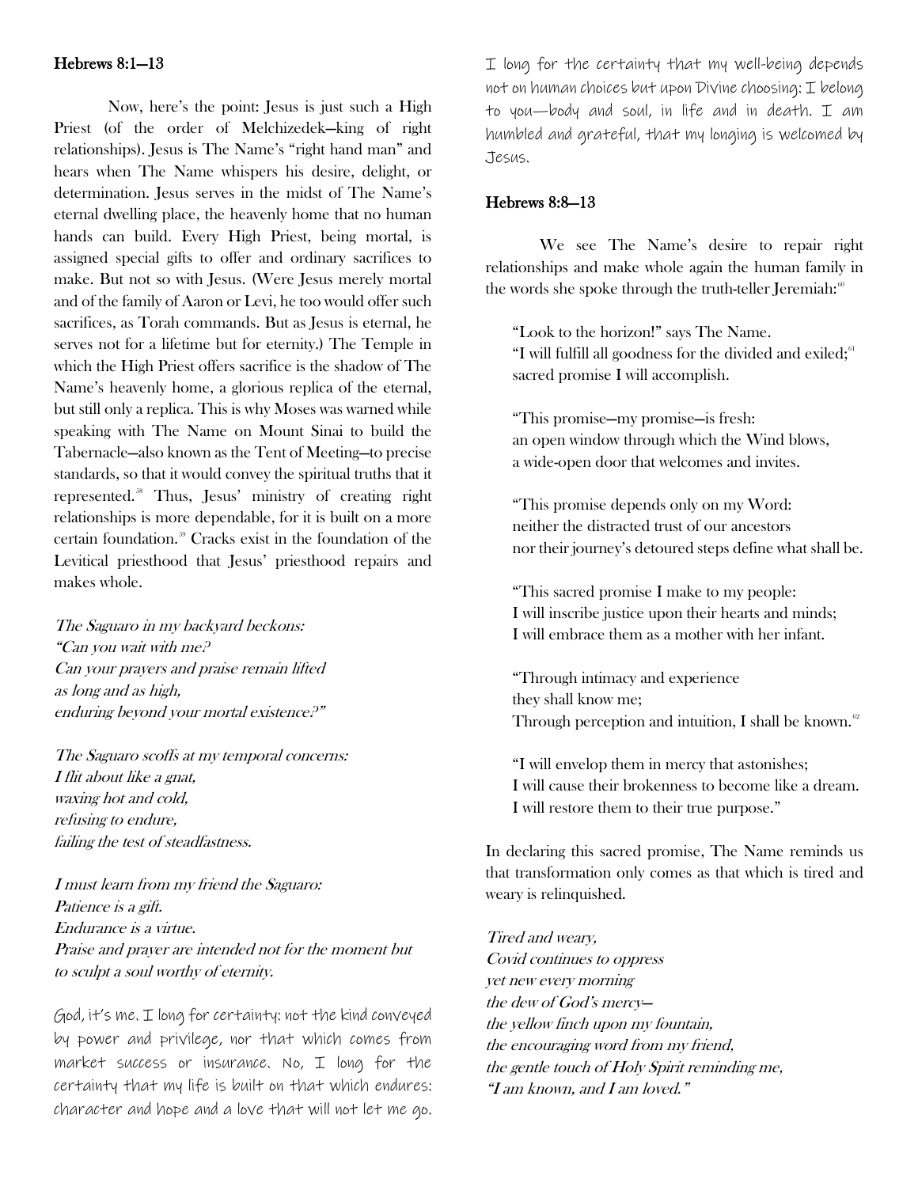## Hebrews 8:1–13

Now, here's the point: Jesus is just such a High Priest (of the order of Melchizedek—king of right relationships). Jesus is The Name's "right hand man" and hears when The Name whispers his desire, delight, or determination. Jesus serves in the midst of The Name's eternal dwelling place, the heavenly home that no human hands can build. Every High Priest, being mortal, is assigned special gifts to offer and ordinary sacrifices to make. But not so with Jesus. (Were Jesus merely mortal and of the family of Aaron or Levi, he too would offer such sacrifices, as Torah commands. But as Jesus is eternal, he serves not for a lifetime but for eternity.) The Temple in which the High Priest offers sacrifice is the shadow of The Name's heavenly home, a glorious replica of the eternal, but still only a replica. This is why Moses was warned while speaking with The Name on Mount Sinai to build the Tabernacle—also known as the Tent of Meeting—to precise standards, so that it would convey the spiritual truths that it represented.[58] Thus, Jesus' ministry of creating right relationships is more dependable, for it is built on a more certain foundation.[59] Cracks exist in the foundation of the Levitical priesthood that Jesus' priesthood repairs and makes whole.

*The Saguaro in my backyard beckons:*
*"Can you wait with me?*
*Can your prayers and praise remain lifted*
*as long and as high,*
*enduring beyond your mortal existence?"*

*The Saguaro scoffs at my temporal concerns:*
*I flit about like a gnat,*
*waxing hot and cold,*
*refusing to endure,*
*failing the test of steadfastness.*

*I must learn from my friend the Saguaro:*
*Patience is a gift.*
*Endurance is a virtue.*
*Praise and prayer are intended not for the moment but*
*to sculpt a soul worthy of eternity.*

God, it's me. I long for certainty: not the kind conveyed by power and privilege, nor that which comes from market success or insurance. No, I long for the certainty that my life is built on that which endures: character and hope and a love that will not let me go. I long for the certainty that my well-being depends not on human choices but upon Divine choosing: I belong to you—body and soul, in life and in death. I am humbled and grateful, that my longing is welcomed by Jesus.

## Hebrews 8:8–13

We see The Name's desire to repair right relationships and make whole again the human family in the words she spoke through the truth-teller Jeremiah:[60]

> "Look to the horizon!" says The Name.
> "I will fulfill all goodness for the divided and exiled;[61]
> sacred promise I will accomplish.
>
> "This promise—my promise—is fresh:
> an open window through which the Wind blows,
> a wide-open door that welcomes and invites.
>
> "This promise depends only on my Word:
> neither the distracted trust of our ancestors
> nor their journey's detoured steps define what shall be.
>
> "This sacred promise I make to my people:
> I will inscribe justice upon their hearts and minds;
> I will embrace them as a mother with her infant.
>
> "Through intimacy and experience
> they shall know me;
> Through perception and intuition, I shall be known.[62]
>
> "I will envelop them in mercy that astonishes;
> I will cause their brokenness to become like a dream.
> I will restore them to their true purpose."

In declaring this sacred promise, The Name reminds us that transformation only comes as that which is tired and weary is relinquished.

*Tired and weary,*
*Covid continues to oppress*
*yet new every morning*
*the dew of God's mercy—*
*the yellow finch upon my fountain,*
*the encouraging word from my friend,*
*the gentle touch of Holy Spirit reminding me,*
*"I am known, and I am loved."*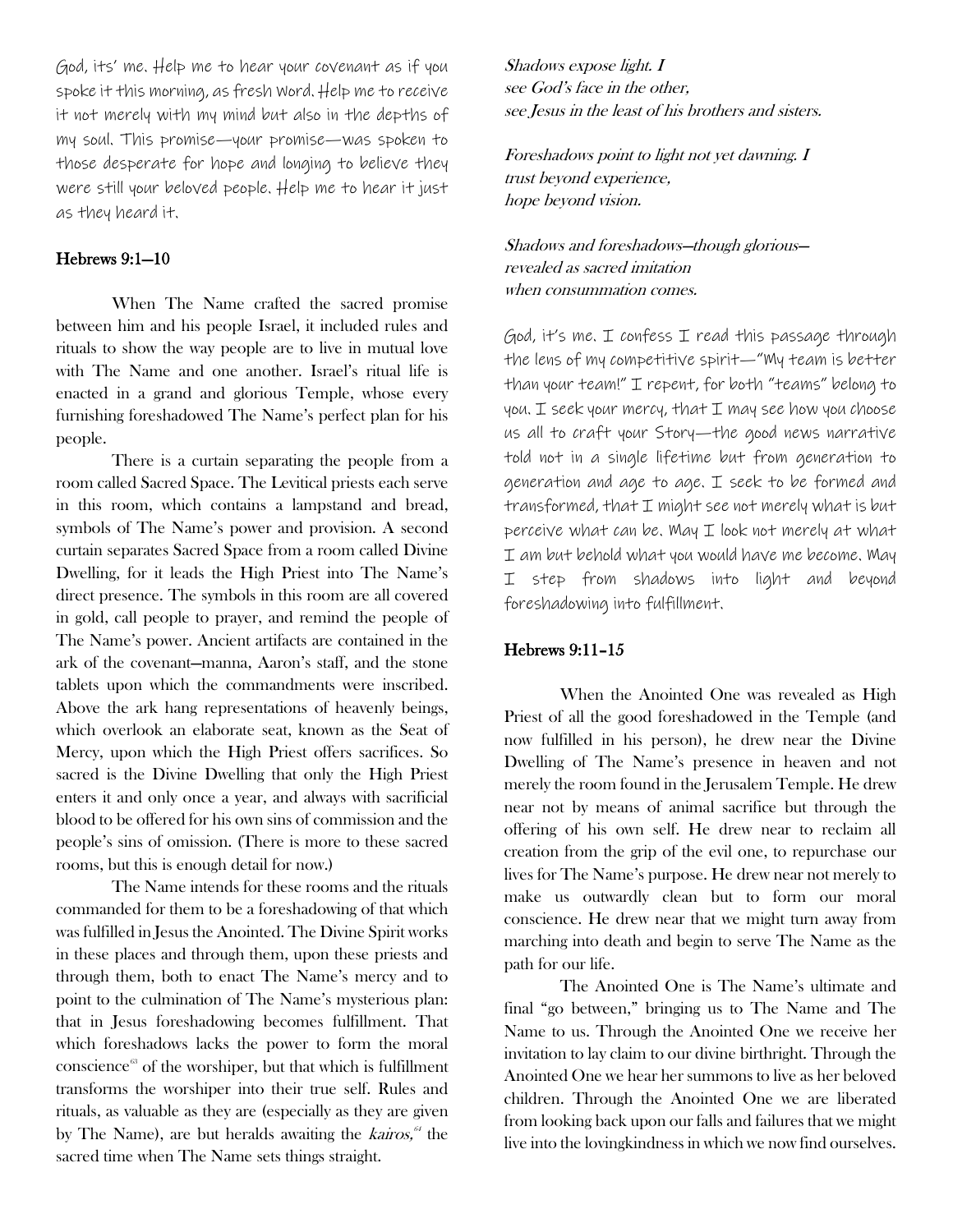God, its' me. Help me to hear your covenant as if you spoke it this morning, as fresh Word. Help me to receive it not merely with my mind but also in the depths of my soul. This promise—your promise—was spoken to those desperate for hope and longing to believe they were still your beloved people. Help me to hear it just as they heard it.

### Hebrews 9:1–10

When The Name crafted the sacred promise between him and his people Israel, it included rules and rituals to show the way people are to live in mutual love with The Name and one another. Israel's ritual life is enacted in a grand and glorious Temple, whose every furnishing foreshadowed The Name's perfect plan for his people.

There is a curtain separating the people from a room called Sacred Space. The Levitical priests each serve in this room, which contains a lampstand and bread, symbols of The Name's power and provision. A second curtain separates Sacred Space from a room called Divine Dwelling, for it leads the High Priest into The Name's direct presence. The symbols in this room are all covered in gold, call people to prayer, and remind the people of The Name's power. Ancient artifacts are contained in the ark of the covenant—manna, Aaron's staff, and the stone tablets upon which the commandments were inscribed. Above the ark hang representations of heavenly beings, which overlook an elaborate seat, known as the Seat of Mercy, upon which the High Priest offers sacrifices. So sacred is the Divine Dwelling that only the High Priest enters it and only once a year, and always with sacrificial blood to be offered for his own sins of commission and the people's sins of omission. (There is more to these sacred rooms, but this is enough detail for now.)

The Name intends for these rooms and the rituals commanded for them to be a foreshadowing of that which was fulfilled in Jesus the Anointed. The Divine Spirit works in these places and through them, upon these priests and through them, both to enact The Name's mercy and to point to the culmination of The Name's mysterious plan: that in Jesus foreshadowing becomes fulfillment. That which foreshadows lacks the power to form the moral conscience[63] of the worshiper, but that which is fulfillment transforms the worshiper into their true self. Rules and rituals, as valuable as they are (especially as they are given by The Name), are but heralds awaiting the *kairos,*[64] the sacred time when The Name sets things straight.

*Shadows expose light. I*
*see God's face in the other,*
*see Jesus in the least of his brothers and sisters.*

*Foreshadows point to light not yet dawning. I*
*trust beyond experience,*
*hope beyond vision.*

*Shadows and foreshadows—though glorious—*
*revealed as sacred imitation*
*when consummation comes.*

God, it's me. I confess I read this passage through the lens of my competitive spirit—"My team is better than your team!" I repent, for both "teams" belong to you. I seek your mercy, that I may see how you choose us all to craft your Story—the good news narrative told not in a single lifetime but from generation to generation and age to age. I seek to be formed and transformed, that I might see not merely what is but perceive what can be. May I look not merely at what I am but behold what you would have me become. May I step from shadows into light and beyond foreshadowing into fulfillment.

### Hebrews 9:11–15

When the Anointed One was revealed as High Priest of all the good foreshadowed in the Temple (and now fulfilled in his person), he drew near the Divine Dwelling of The Name's presence in heaven and not merely the room found in the Jerusalem Temple. He drew near not by means of animal sacrifice but through the offering of his own self. He drew near to reclaim all creation from the grip of the evil one, to repurchase our lives for The Name's purpose. He drew near not merely to make us outwardly clean but to form our moral conscience. He drew near that we might turn away from marching into death and begin to serve The Name as the path for our life.

The Anointed One is The Name's ultimate and final "go between," bringing us to The Name and The Name to us. Through the Anointed One we receive her invitation to lay claim to our divine birthright. Through the Anointed One we hear her summons to live as her beloved children. Through the Anointed One we are liberated from looking back upon our falls and failures that we might live into the lovingkindness in which we now find ourselves.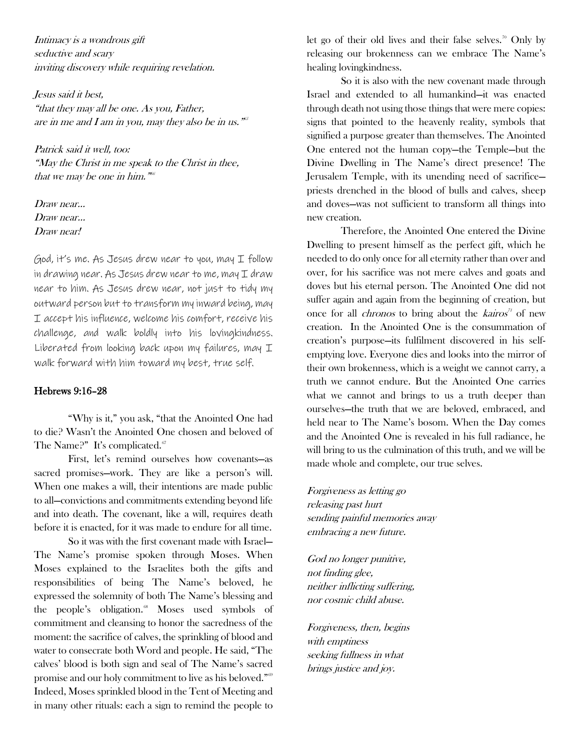*Intimacy is a wondrous gift*
*seductive and scary*
*inviting discovery while requiring revelation.*

*Jesus said it best,*
*"that they may all be one. As you, Father,*
*are in me and I am in you, may they also be in us."*[65]

*Patrick said it well, too:*
*"May the Christ in me speak to the Christ in thee,*
*that we may be one in him."*[66]

*Draw near…*
*Draw near…*
*Draw near!*

God, it's me. As Jesus drew near to you, may I follow in drawing near. As Jesus drew near to me, may I draw near to him. As Jesus drew near, not just to tidy my outward person but to transform my inward being, may I accept his influence, welcome his comfort, receive his challenge, and walk boldly into his lovingkindness. Liberated from looking back upon my failures, may I walk forward with him toward my best, true self.

## Hebrews 9:16–28

"Why is it," you ask, "that the Anointed One had to die? Wasn't the Anointed One chosen and beloved of The Name?" It's complicated.[67]

First, let's remind ourselves how covenants—as sacred promises—work. They are like a person's will. When one makes a will, their intentions are made public to all—convictions and commitments extending beyond life and into death. The covenant, like a will, requires death before it is enacted, for it was made to endure for all time.

So it was with the first covenant made with Israel—The Name's promise spoken through Moses. When Moses explained to the Israelites both the gifts and responsibilities of being The Name's beloved, he expressed the solemnity of both The Name's blessing and the people's obligation.[68] Moses used symbols of commitment and cleansing to honor the sacredness of the moment: the sacrifice of calves, the sprinkling of blood and water to consecrate both Word and people. He said, "The calves' blood is both sign and seal of The Name's sacred promise and our holy commitment to live as his beloved."[69] Indeed, Moses sprinkled blood in the Tent of Meeting and in many other rituals: each a sign to remind the people to let go of their old lives and their false selves.[70] Only by releasing our brokenness can we embrace The Name's healing lovingkindness.

So it is also with the new covenant made through Israel and extended to all humankind—it was enacted through death not using those things that were mere copies: signs that pointed to the heavenly reality, symbols that signified a purpose greater than themselves. The Anointed One entered not the human copy—the Temple—but the Divine Dwelling in The Name's direct presence! The Jerusalem Temple, with its unending need of sacrifice—priests drenched in the blood of bulls and calves, sheep and doves—was not sufficient to transform all things into new creation.

Therefore, the Anointed One entered the Divine Dwelling to present himself as the perfect gift, which he needed to do only once for all eternity rather than over and over, for his sacrifice was not mere calves and goats and doves but his eternal person. The Anointed One did not suffer again and again from the beginning of creation, but once for all *chronos* to bring about the *kairos*[71] of new creation. In the Anointed One is the consummation of creation's purpose—its fulfilment discovered in his self-emptying love. Everyone dies and looks into the mirror of their own brokenness, which is a weight we cannot carry, a truth we cannot endure. But the Anointed One carries what we cannot and brings to us a truth deeper than ourselves—the truth that we are beloved, embraced, and held near to The Name's bosom. When the Day comes and the Anointed One is revealed in his full radiance, he will bring to us the culmination of this truth, and we will be made whole and complete, our true selves.

*Forgiveness as letting go*
*releasing past hurt*
*sending painful memories away*
*embracing a new future.*

*God no longer punitive,*
*not finding glee,*
*neither inflicting suffering,*
*nor cosmic child abuse.*

*Forgiveness, then, begins*
*with emptiness*
*seeking fullness in what*
*brings justice and joy.*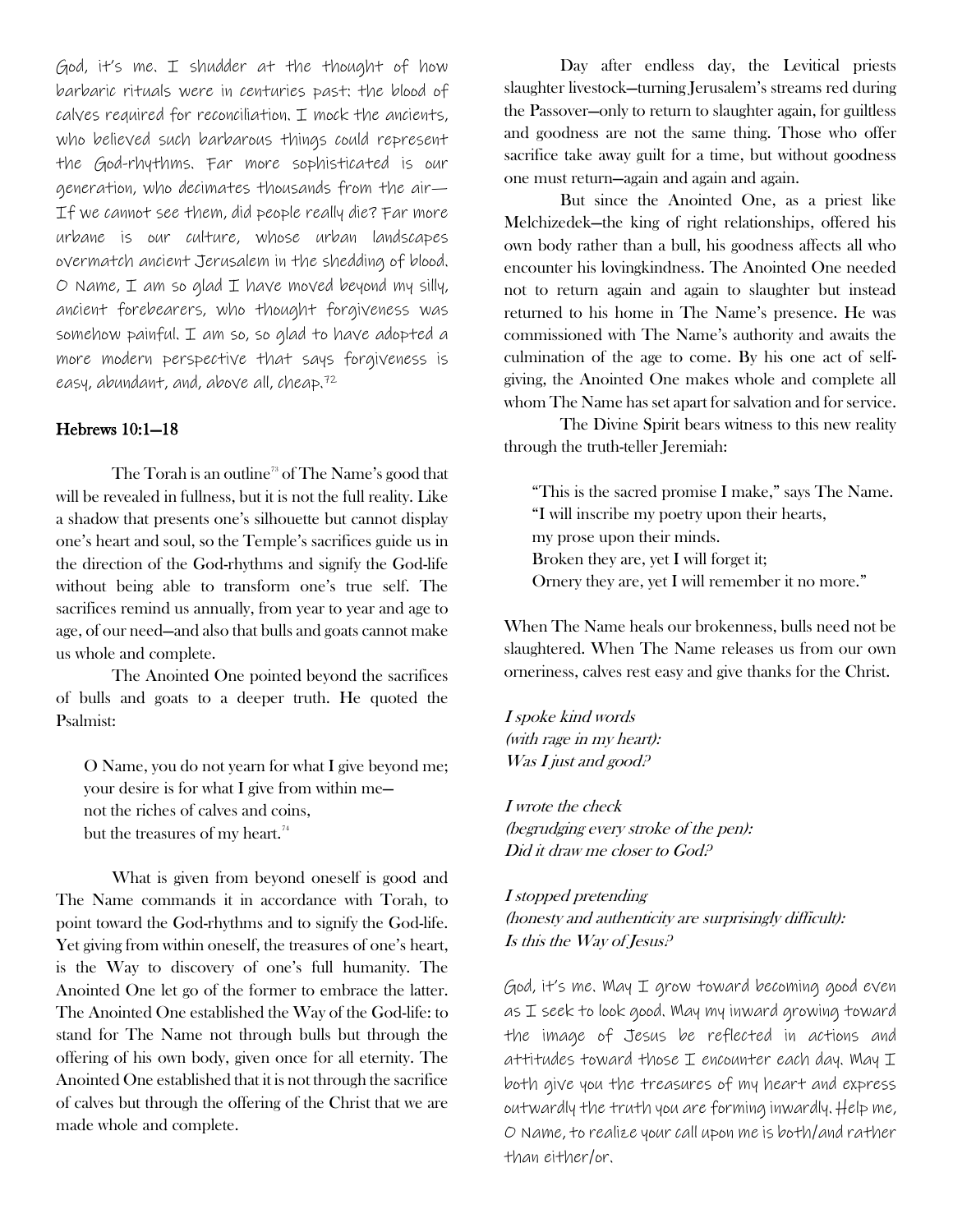God, it's me. I shudder at the thought of how barbaric rituals were in centuries past: the blood of calves required for reconciliation. I mock the ancients, who believed such barbarous things could represent the God-rhythms. Far more sophisticated is our generation, who decimates thousands from the air—If we cannot see them, did people really die? Far more urbane is our culture, whose urban landscapes overmatch ancient Jerusalem in the shedding of blood. O Name, I am so glad I have moved beyond my silly, ancient forebearers, who thought forgiveness was somehow painful. I am so, so glad to have adopted a more modern perspective that says forgiveness is easy, abundant, and, above all, cheap.[72]

## Hebrews 10:1–18

The Torah is an outline[73] of The Name's good that will be revealed in fullness, but it is not the full reality. Like a shadow that presents one's silhouette but cannot display one's heart and soul, so the Temple's sacrifices guide us in the direction of the God-rhythms and signify the God-life without being able to transform one's true self. The sacrifices remind us annually, from year to year and age to age, of our need—and also that bulls and goats cannot make us whole and complete.

The Anointed One pointed beyond the sacrifices of bulls and goats to a deeper truth. He quoted the Psalmist:

> O Name, you do not yearn for what I give beyond me;
> your desire is for what I give from within me—
> not the riches of calves and coins,
> but the treasures of my heart.[74]

What is given from beyond oneself is good and The Name commands it in accordance with Torah, to point toward the God-rhythms and to signify the God-life. Yet giving from within oneself, the treasures of one's heart, is the Way to discovery of one's full humanity. The Anointed One let go of the former to embrace the latter. The Anointed One established the Way of the God-life: to stand for The Name not through bulls but through the offering of his own body, given once for all eternity. The Anointed One established that it is not through the sacrifice of calves but through the offering of the Christ that we are made whole and complete.

Day after endless day, the Levitical priests slaughter livestock—turning Jerusalem's streams red during the Passover—only to return to slaughter again, for guiltless and goodness are not the same thing. Those who offer sacrifice take away guilt for a time, but without goodness one must return—again and again and again.

But since the Anointed One, as a priest like Melchizedek—the king of right relationships, offered his own body rather than a bull, his goodness affects all who encounter his lovingkindness. The Anointed One needed not to return again and again to slaughter but instead returned to his home in The Name's presence. He was commissioned with The Name's authority and awaits the culmination of the age to come. By his one act of self-giving, the Anointed One makes whole and complete all whom The Name has set apart for salvation and for service.

The Divine Spirit bears witness to this new reality through the truth-teller Jeremiah:

> "This is the sacred promise I make," says The Name.
> "I will inscribe my poetry upon their hearts,
> my prose upon their minds.
> Broken they are, yet I will forget it;
> Ornery they are, yet I will remember it no more."

When The Name heals our brokenness, bulls need not be slaughtered. When The Name releases us from our own orneriness, calves rest easy and give thanks for the Christ.

*I spoke kind words*
*(with rage in my heart):*
*Was I just and good?*

*I wrote the check*
*(begrudging every stroke of the pen):*
*Did it draw me closer to God?*

*I stopped pretending*
*(honesty and authenticity are surprisingly difficult):*
*Is this the Way of Jesus?*

God, it's me. May I grow toward becoming good even as I seek to look good. May my inward growing toward the image of Jesus be reflected in actions and attitudes toward those I encounter each day. May I both give you the treasures of my heart and express outwardly the truth you are forming inwardly. Help me, O Name, to realize your call upon me is both/and rather than either/or.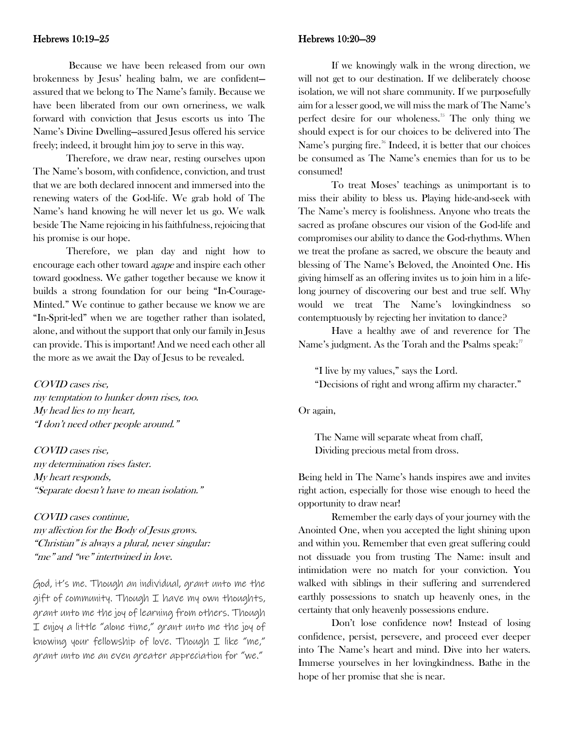**Hebrews 10:19–25**

Because we have been released from our own brokenness by Jesus' healing balm, we are confident—assured that we belong to The Name's family. Because we have been liberated from our own orneriness, we walk forward with conviction that Jesus escorts us into The Name's Divine Dwelling—assured Jesus offered his service freely; indeed, it brought him joy to serve in this way.

Therefore, we draw near, resting ourselves upon The Name's bosom, with confidence, conviction, and trust that we are both declared innocent and immersed into the renewing waters of the God-life. We grab hold of The Name's hand knowing he will never let us go. We walk beside The Name rejoicing in his faithfulness, rejoicing that his promise is our hope.

Therefore, we plan day and night how to encourage each other toward *agape* and inspire each other toward goodness. We gather together because we know it builds a strong foundation for our being "In-Courage-Minted." We continue to gather because we know we are "In-Sprit-led" when we are together rather than isolated, alone, and without the support that only our family in Jesus can provide. This is important! And we need each other all the more as we await the Day of Jesus to be revealed.

*COVID cases rise,*
*my temptation to hunker down rises, too.*
*My head lies to my heart,*
*"I don't need other people around."*

*COVID cases rise,*
*my determination rises faster.*
*My heart responds,*
*"Separate doesn't have to mean isolation."*

*COVID cases continue,*
*my affection for the Body of Jesus grows.*
*"Christian" is always a plural, never singular:*
*"me" and "we" intertwined in love.*

God, it's me. Though an individual, grant unto me the gift of community. Though I have my own thoughts, grant unto me the joy of learning from others. Though I enjoy a little "alone time," grant unto me the joy of knowing your fellowship of love. Though I like "me," grant unto me an even greater appreciation for "we."

**Hebrews 10:20–39**

If we knowingly walk in the wrong direction, we will not get to our destination. If we deliberately choose isolation, we will not share community. If we purposefully aim for a lesser good, we will miss the mark of The Name's perfect desire for our wholeness.[75] The only thing we should expect is for our choices to be delivered into The Name's purging fire.[76] Indeed, it is better that our choices be consumed as The Name's enemies than for us to be consumed!

To treat Moses' teachings as unimportant is to miss their ability to bless us. Playing hide-and-seek with The Name's mercy is foolishness. Anyone who treats the sacred as profane obscures our vision of the God-life and compromises our ability to dance the God-rhythms. When we treat the profane as sacred, we obscure the beauty and blessing of The Name's Beloved, the Anointed One. His giving himself as an offering invites us to join him in a life-long journey of discovering our best and true self. Why would we treat The Name's lovingkindness so contemptuously by rejecting her invitation to dance?

Have a healthy awe of and reverence for The Name's judgment. As the Torah and the Psalms speak:[77]

> "I live by my values," says the Lord.
> "Decisions of right and wrong affirm my character."

Or again,

> The Name will separate wheat from chaff,
> Dividing precious metal from dross.

Being held in The Name's hands inspires awe and invites right action, especially for those wise enough to heed the opportunity to draw near!

Remember the early days of your journey with the Anointed One, when you accepted the light shining upon and within you. Remember that even great suffering could not dissuade you from trusting The Name: insult and intimidation were no match for your conviction. You walked with siblings in their suffering and surrendered earthly possessions to snatch up heavenly ones, in the certainty that only heavenly possessions endure.

Don't lose confidence now! Instead of losing confidence, persist, persevere, and proceed ever deeper into The Name's heart and mind. Dive into her waters. Immerse yourselves in her lovingkindness. Bathe in the hope of her promise that she is near.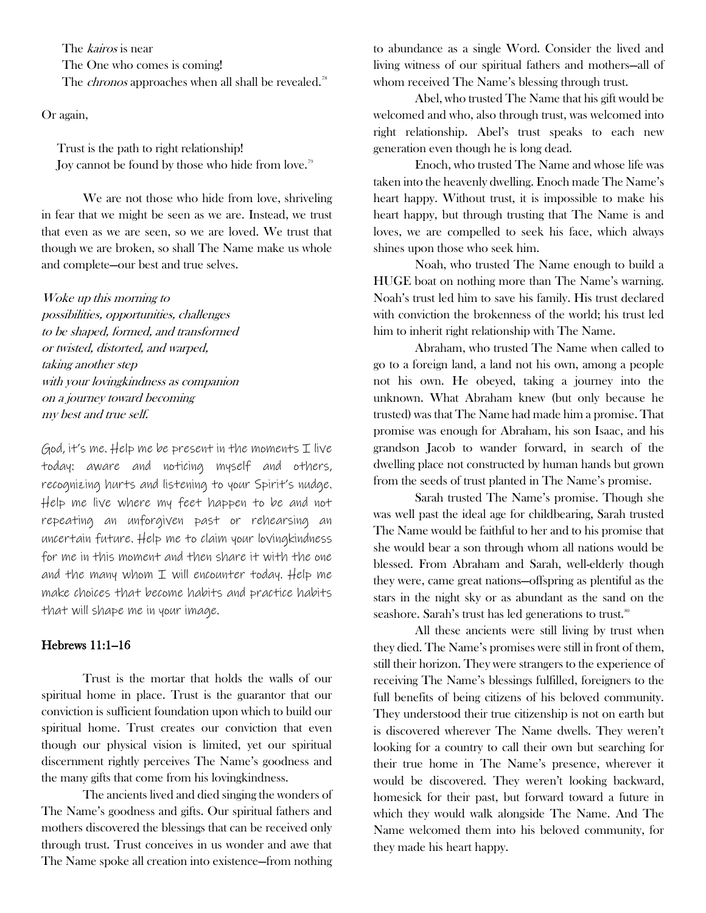The *kairos* is near
The One who comes is coming!
The *chronos* approaches when all shall be revealed.[78]

Or again,

Trust is the path to right relationship!
Joy cannot be found by those who hide from love.[79]

We are not those who hide from love, shriveling in fear that we might be seen as we are. Instead, we trust that even as we are seen, so we are loved. We trust that though we are broken, so shall The Name make us whole and complete—our best and true selves.

*Woke up this morning to*
*possibilities, opportunities, challenges*
*to be shaped, formed, and transformed*
*or twisted, distorted, and warped,*
*taking another step*
*with your lovingkindness as companion*
*on a journey toward becoming*
*my best and true self.*

God, it's me. Help me be present in the moments I live today: aware and noticing myself and others, recognizing hurts and listening to your Spirit's nudge. Help me live where my feet happen to be and not repeating an unforgiven past or rehearsing an uncertain future. Help me to claim your lovingkindness for me in this moment and then share it with the one and the many whom I will encounter today. Help me make choices that become habits and practice habits that will shape me in your image.

### Hebrews 11:1–16

Trust is the mortar that holds the walls of our spiritual home in place. Trust is the guarantor that our conviction is sufficient foundation upon which to build our spiritual home. Trust creates our conviction that even though our physical vision is limited, yet our spiritual discernment rightly perceives The Name's goodness and the many gifts that come from his lovingkindness.

The ancients lived and died singing the wonders of The Name's goodness and gifts. Our spiritual fathers and mothers discovered the blessings that can be received only through trust. Trust conceives in us wonder and awe that The Name spoke all creation into existence—from nothing to abundance as a single Word. Consider the lived and living witness of our spiritual fathers and mothers—all of whom received The Name's blessing through trust.

Abel, who trusted The Name that his gift would be welcomed and who, also through trust, was welcomed into right relationship. Abel's trust speaks to each new generation even though he is long dead.

Enoch, who trusted The Name and whose life was taken into the heavenly dwelling. Enoch made The Name's heart happy. Without trust, it is impossible to make his heart happy, but through trusting that The Name is and loves, we are compelled to seek his face, which always shines upon those who seek him.

Noah, who trusted The Name enough to build a HUGE boat on nothing more than The Name's warning. Noah's trust led him to save his family. His trust declared with conviction the brokenness of the world; his trust led him to inherit right relationship with The Name.

Abraham, who trusted The Name when called to go to a foreign land, a land not his own, among a people not his own. He obeyed, taking a journey into the unknown. What Abraham knew (but only because he trusted) was that The Name had made him a promise. That promise was enough for Abraham, his son Isaac, and his grandson Jacob to wander forward, in search of the dwelling place not constructed by human hands but grown from the seeds of trust planted in The Name's promise.

Sarah trusted The Name's promise. Though she was well past the ideal age for childbearing, Sarah trusted The Name would be faithful to her and to his promise that she would bear a son through whom all nations would be blessed. From Abraham and Sarah, well-elderly though they were, came great nations—offspring as plentiful as the stars in the night sky or as abundant as the sand on the seashore. Sarah's trust has led generations to trust.[80]

All these ancients were still living by trust when they died. The Name's promises were still in front of them, still their horizon. They were strangers to the experience of receiving The Name's blessings fulfilled, foreigners to the full benefits of being citizens of his beloved community. They understood their true citizenship is not on earth but is discovered wherever The Name dwells. They weren't looking for a country to call their own but searching for their true home in The Name's presence, wherever it would be discovered. They weren't looking backward, homesick for their past, but forward toward a future in which they would walk alongside The Name. And The Name welcomed them into his beloved community, for they made his heart happy.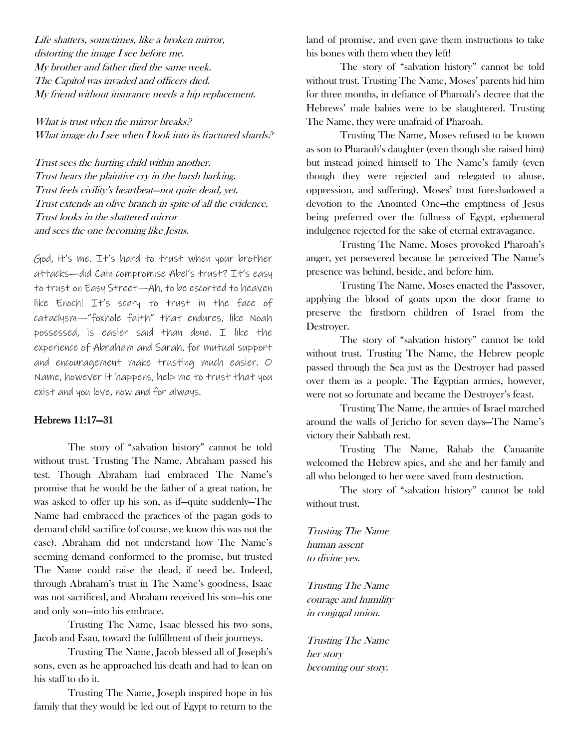*Life shatters, sometimes, like a broken mirror,*
*distorting the image I see before me.*
*My brother and father died the same week.*
*The Capitol was invaded and officers died.*
*My friend without insurance needs a hip replacement.*

*What is trust when the mirror breaks?*
*What image do I see when I look into its fractured shards?*

*Trust sees the hurting child within another.*
*Trust hears the plaintive cry in the harsh barking.*
*Trust feels civility's heartbeat—not quite dead, yet.*
*Trust extends an olive branch in spite of all the evidence.*
*Trust looks in the shattered mirror*
*and sees the one becoming like Jesus.*

God, it's me. It's hard to trust when your brother attacks—did Cain compromise Abel's trust? It's easy to trust on Easy Street—Ah, to be escorted to heaven like Enoch! It's scary to trust in the face of cataclysm—"foxhole faith" that endures, like Noah possessed, is easier said than done. I like the experience of Abraham and Sarah, for mutual support and encouragement make trusting much easier. O Name, however it happens, help me to trust that you exist and you love, now and for always.

## Hebrews 11:17—31

The story of "salvation history" cannot be told without trust. Trusting The Name, Abraham passed his test. Though Abraham had embraced The Name's promise that he would be the father of a great nation, he was asked to offer up his son, as if—quite suddenly—The Name had embraced the practices of the pagan gods to demand child sacrifice (of course, we know this was not the case). Abraham did not understand how The Name's seeming demand conformed to the promise, but trusted The Name could raise the dead, if need be. Indeed, through Abraham's trust in The Name's goodness, Isaac was not sacrificed, and Abraham received his son—his one and only son—into his embrace.

Trusting The Name, Isaac blessed his two sons, Jacob and Esau, toward the fulfillment of their journeys.

Trusting The Name, Jacob blessed all of Joseph's sons, even as he approached his death and had to lean on his staff to do it.

Trusting The Name, Joseph inspired hope in his family that they would be led out of Egypt to return to the land of promise, and even gave them instructions to take his bones with them when they left!

The story of "salvation history" cannot be told without trust. Trusting The Name, Moses' parents hid him for three months, in defiance of Pharoah's decree that the Hebrews' male babies were to be slaughtered. Trusting The Name, they were unafraid of Pharoah.

Trusting The Name, Moses refused to be known as son to Pharaoh's daughter (even though she raised him) but instead joined himself to The Name's family (even though they were rejected and relegated to abuse, oppression, and suffering). Moses' trust foreshadowed a devotion to the Anointed One—the emptiness of Jesus being preferred over the fullness of Egypt, ephemeral indulgence rejected for the sake of eternal extravagance.

Trusting The Name, Moses provoked Pharoah's anger, yet persevered because he perceived The Name's presence was behind, beside, and before him.

Trusting The Name, Moses enacted the Passover, applying the blood of goats upon the door frame to preserve the firstborn children of Israel from the Destroyer.

The story of "salvation history" cannot be told without trust. Trusting The Name, the Hebrew people passed through the Sea just as the Destroyer had passed over them as a people. The Egyptian armies, however, were not so fortunate and became the Destroyer's feast.

Trusting The Name, the armies of Israel marched around the walls of Jericho for seven days—The Name's victory their Sabbath rest.

Trusting The Name, Rahab the Canaanite welcomed the Hebrew spies, and she and her family and all who belonged to her were saved from destruction.

The story of "salvation history" cannot be told without trust.

*Trusting The Name*
*human assent*
*to divine yes.*

*Trusting The Name*
*courage and humility*
*in conjugal union.*

*Trusting The Name*
*her story*
*becoming our story.*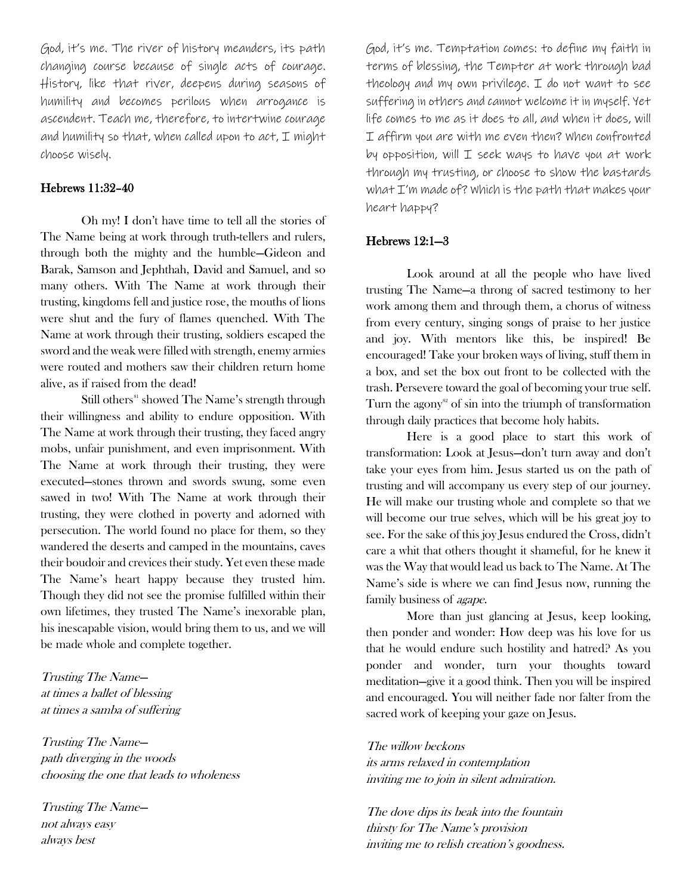God, it's me. The river of history meanders, its path changing course because of single acts of courage. History, like that river, deepens during seasons of humility and becomes perilous when arrogance is ascendent. Teach me, therefore, to intertwine courage and humility so that, when called upon to act, I might choose wisely.

### Hebrews 11:32–40

Oh my! I don't have time to tell all the stories of The Name being at work through truth-tellers and rulers, through both the mighty and the humble—Gideon and Barak, Samson and Jephthah, David and Samuel, and so many others. With The Name at work through their trusting, kingdoms fell and justice rose, the mouths of lions were shut and the fury of flames quenched. With The Name at work through their trusting, soldiers escaped the sword and the weak were filled with strength, enemy armies were routed and mothers saw their children return home alive, as if raised from the dead!

Still others[81] showed The Name's strength through their willingness and ability to endure opposition. With The Name at work through their trusting, they faced angry mobs, unfair punishment, and even imprisonment. With The Name at work through their trusting, they were executed—stones thrown and swords swung, some even sawed in two! With The Name at work through their trusting, they were clothed in poverty and adorned with persecution. The world found no place for them, so they wandered the deserts and camped in the mountains, caves their boudoir and crevices their study. Yet even these made The Name's heart happy because they trusted him. Though they did not see the promise fulfilled within their own lifetimes, they trusted The Name's inexorable plan, his inescapable vision, would bring them to us, and we will be made whole and complete together.

*Trusting The Name—*
*at times a ballet of blessing*
*at times a samba of suffering*

*Trusting The Name—*
*path diverging in the woods*
*choosing the one that leads to wholeness*

*Trusting The Name—*
*not always easy*
*always best*

God, it's me. Temptation comes: to define my faith in terms of blessing, the Tempter at work through bad theology and my own privilege. I do not want to see suffering in others and cannot welcome it in myself. Yet life comes to me as it does to all, and when it does, will I affirm you are with me even then? When confronted by opposition, will I seek ways to have you at work through my trusting, or choose to show the bastards what I'm made of? Which is the path that makes your heart happy?

### Hebrews 12:1–3

Look around at all the people who have lived trusting The Name—a throng of sacred testimony to her work among them and through them, a chorus of witness from every century, singing songs of praise to her justice and joy. With mentors like this, be inspired! Be encouraged! Take your broken ways of living, stuff them in a box, and set the box out front to be collected with the trash. Persevere toward the goal of becoming your true self. Turn the agony[82] of sin into the triumph of transformation through daily practices that become holy habits.

Here is a good place to start this work of transformation: Look at Jesus—don't turn away and don't take your eyes from him. Jesus started us on the path of trusting and will accompany us every step of our journey. He will make our trusting whole and complete so that we will become our true selves, which will be his great joy to see. For the sake of this joy Jesus endured the Cross, didn't care a whit that others thought it shameful, for he knew it was the Way that would lead us back to The Name. At The Name's side is where we can find Jesus now, running the family business of *agape*.

More than just glancing at Jesus, keep looking, then ponder and wonder: How deep was his love for us that he would endure such hostility and hatred? As you ponder and wonder, turn your thoughts toward meditation—give it a good think. Then you will be inspired and encouraged. You will neither fade nor falter from the sacred work of keeping your gaze on Jesus.

*The willow beckons*
*its arms relaxed in contemplation*
*inviting me to join in silent admiration.*

*The dove dips its beak into the fountain*
*thirsty for The Name's provision*
*inviting me to relish creation's goodness.*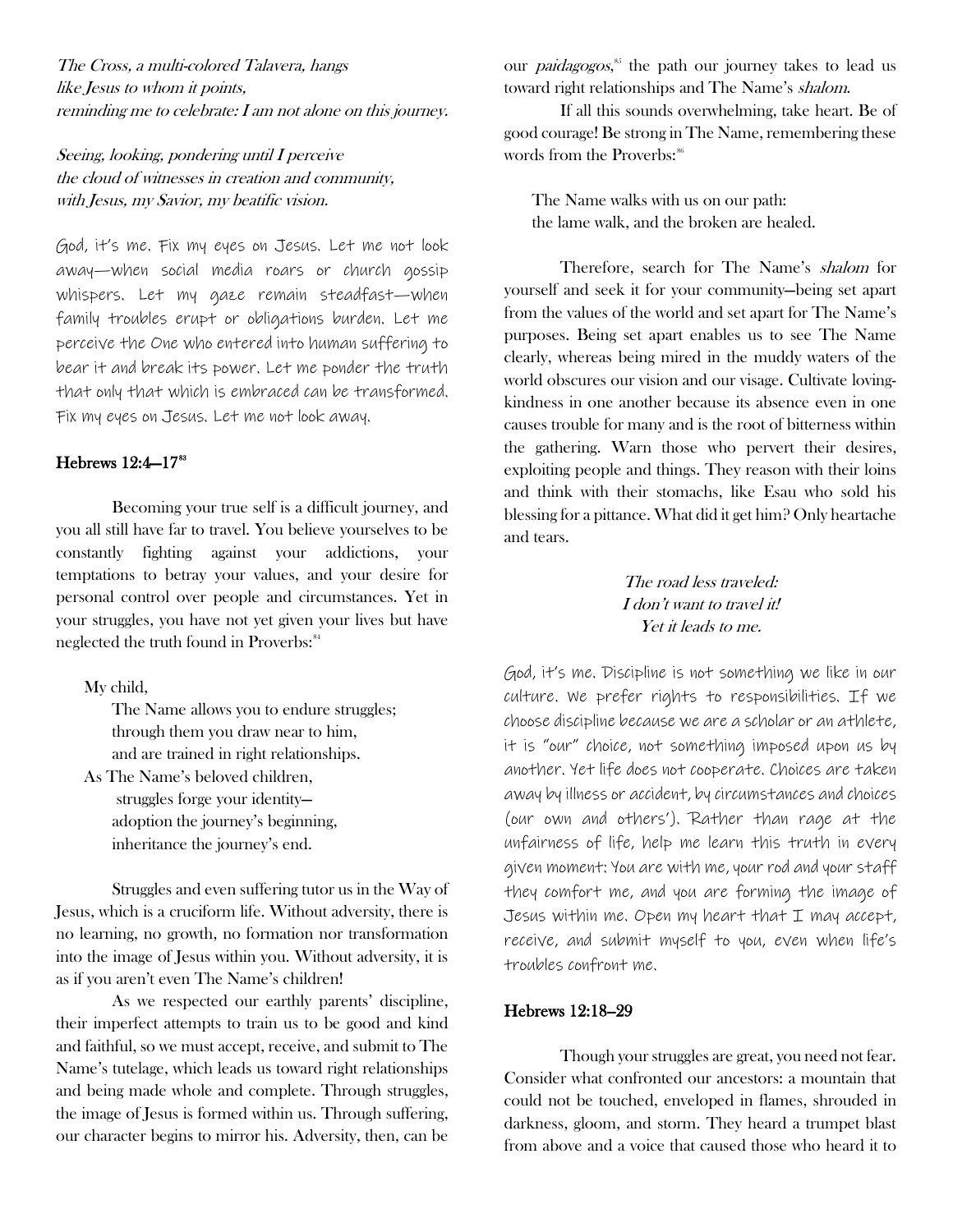*The Cross, a multi-colored Talavera, hangs*
*like Jesus to whom it points,*
*reminding me to celebrate: I am not alone on this journey.*

*Seeing, looking, pondering until I perceive*
*the cloud of witnesses in creation and community,*
*with Jesus, my Savior, my beatific vision.*

God, it's me. Fix my eyes on Jesus. Let me not look away—when social media roars or church gossip whispers. Let my gaze remain steadfast—when family troubles erupt or obligations burden. Let me perceive the One who entered into human suffering to bear it and break its power. Let me ponder the truth that only that which is embraced can be transformed. Fix my eyes on Jesus. Let me not look away.

### Hebrews 12:4–17[83]

Becoming your true self is a difficult journey, and you all still have far to travel. You believe yourselves to be constantly fighting against your addictions, your temptations to betray your values, and your desire for personal control over people and circumstances. Yet in your struggles, you have not yet given your lives but have neglected the truth found in Proverbs:[84]

> My child,
> The Name allows you to endure struggles;
> through them you draw near to him,
> and are trained in right relationships.
> As The Name's beloved children,
> struggles forge your identity—
> adoption the journey's beginning,
> inheritance the journey's end.

Struggles and even suffering tutor us in the Way of Jesus, which is a cruciform life. Without adversity, there is no learning, no growth, no formation nor transformation into the image of Jesus within you. Without adversity, it is as if you aren't even The Name's children!

As we respected our earthly parents' discipline, their imperfect attempts to train us to be good and kind and faithful, so we must accept, receive, and submit to The Name's tutelage, which leads us toward right relationships and being made whole and complete. Through struggles, the image of Jesus is formed within us. Through suffering, our character begins to mirror his. Adversity, then, can be our *paidagogos*,[85] the path our journey takes to lead us toward right relationships and The Name's *shalom*.

If all this sounds overwhelming, take heart. Be of good courage! Be strong in The Name, remembering these words from the Proverbs:[86]

> The Name walks with us on our path:
> the lame walk, and the broken are healed.

Therefore, search for The Name's *shalom* for yourself and seek it for your community—being set apart from the values of the world and set apart for The Name's purposes. Being set apart enables us to see The Name clearly, whereas being mired in the muddy waters of the world obscures our vision and our visage. Cultivate loving-kindness in one another because its absence even in one causes trouble for many and is the root of bitterness within the gathering. Warn those who pervert their desires, exploiting people and things. They reason with their loins and think with their stomachs, like Esau who sold his blessing for a pittance. What did it get him? Only heartache and tears.

*The road less traveled:*
*I don't want to travel it!*
*Yet it leads to me.*

God, it's me. Discipline is not something we like in our culture. We prefer rights to responsibilities. If we choose discipline because we are a scholar or an athlete, it is "our" choice, not something imposed upon us by another. Yet life does not cooperate. Choices are taken away by illness or accident, by circumstances and choices (our own and others'). Rather than rage at the unfairness of life, help me learn this truth in every given moment: You are with me, your rod and your staff they comfort me, and you are forming the image of Jesus within me. Open my heart that I may accept, receive, and submit myself to you, even when life's troubles confront me.

### Hebrews 12:18–29

Though your struggles are great, you need not fear. Consider what confronted our ancestors: a mountain that could not be touched, enveloped in flames, shrouded in darkness, gloom, and storm. They heard a trumpet blast from above and a voice that caused those who heard it to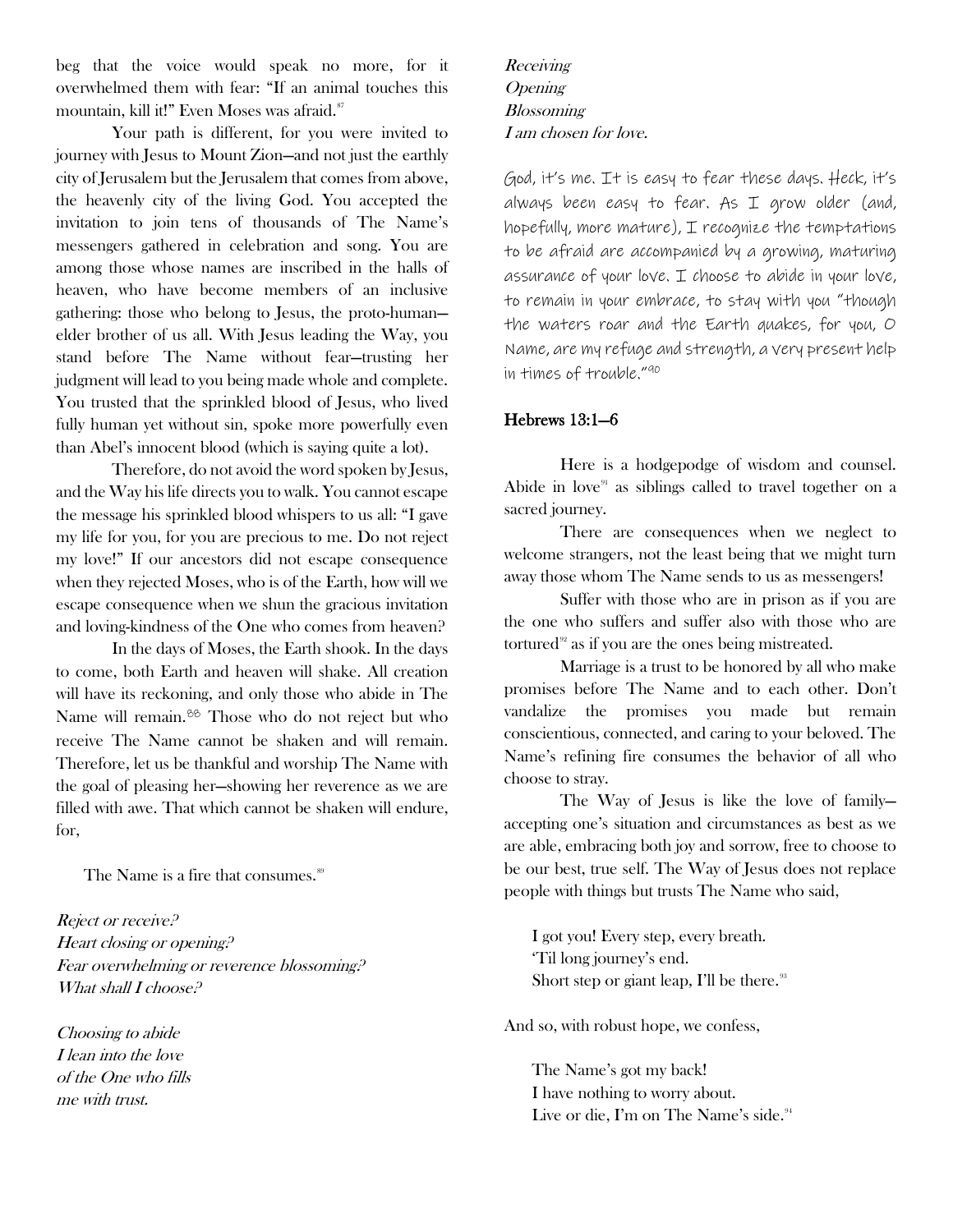beg that the voice would speak no more, for it overwhelmed them with fear: "If an animal touches this mountain, kill it!" Even Moses was afraid.[87]

Your path is different, for you were invited to journey with Jesus to Mount Zion—and not just the earthly city of Jerusalem but the Jerusalem that comes from above, the heavenly city of the living God. You accepted the invitation to join tens of thousands of The Name's messengers gathered in celebration and song. You are among those whose names are inscribed in the halls of heaven, who have become members of an inclusive gathering: those who belong to Jesus, the proto-human—elder brother of us all. With Jesus leading the Way, you stand before The Name without fear—trusting her judgment will lead to you being made whole and complete. You trusted that the sprinkled blood of Jesus, who lived fully human yet without sin, spoke more powerfully even than Abel's innocent blood (which is saying quite a lot).

Therefore, do not avoid the word spoken by Jesus, and the Way his life directs you to walk. You cannot escape the message his sprinkled blood whispers to us all: "I gave my life for you, for you are precious to me. Do not reject my love!" If our ancestors did not escape consequence when they rejected Moses, who is of the Earth, how will we escape consequence when we shun the gracious invitation and loving-kindness of the One who comes from heaven?

In the days of Moses, the Earth shook. In the days to come, both Earth and heaven will shake. All creation will have its reckoning, and only those who abide in The Name will remain.[88] Those who do not reject but who receive The Name cannot be shaken and will remain. Therefore, let us be thankful and worship The Name with the goal of pleasing her—showing her reverence as we are filled with awe. That which cannot be shaken will endure, for,

> The Name is a fire that consumes.[89]

*Reject or receive?*
*Heart closing or opening?*
*Fear overwhelming or reverence blossoming?*
*What shall I choose?*

*Choosing to abide*
*I lean into the love*
*of the One who fills*
*me with trust.*

*Receiving*
*Opening*
*Blossoming*
*I am chosen for love.*

God, it's me. It is easy to fear these days. Heck, it's always been easy to fear. As I grow older (and, hopefully, more mature), I recognize the temptations to be afraid are accompanied by a growing, maturing assurance of your love. I choose to abide in your love, to remain in your embrace, to stay with you "though the waters roar and the Earth quakes, for you, O Name, are my refuge and strength, a very present help in times of trouble."[90]

### Hebrews 13:1–6

Here is a hodgepodge of wisdom and counsel. Abide in love[91] as siblings called to travel together on a sacred journey.

There are consequences when we neglect to welcome strangers, not the least being that we might turn away those whom The Name sends to us as messengers!

Suffer with those who are in prison as if you are the one who suffers and suffer also with those who are tortured[92] as if you are the ones being mistreated.

Marriage is a trust to be honored by all who make promises before The Name and to each other. Don't vandalize the promises you made but remain conscientious, connected, and caring to your beloved. The Name's refining fire consumes the behavior of all who choose to stray.

The Way of Jesus is like the love of family—accepting one's situation and circumstances as best as we are able, embracing both joy and sorrow, free to choose to be our best, true self. The Way of Jesus does not replace people with things but trusts The Name who said,

> I got you! Every step, every breath.
> 'Til long journey's end.
> Short step or giant leap, I'll be there.[93]

And so, with robust hope, we confess,

> The Name's got my back!
> I have nothing to worry about.
> Live or die, I'm on The Name's side.[94]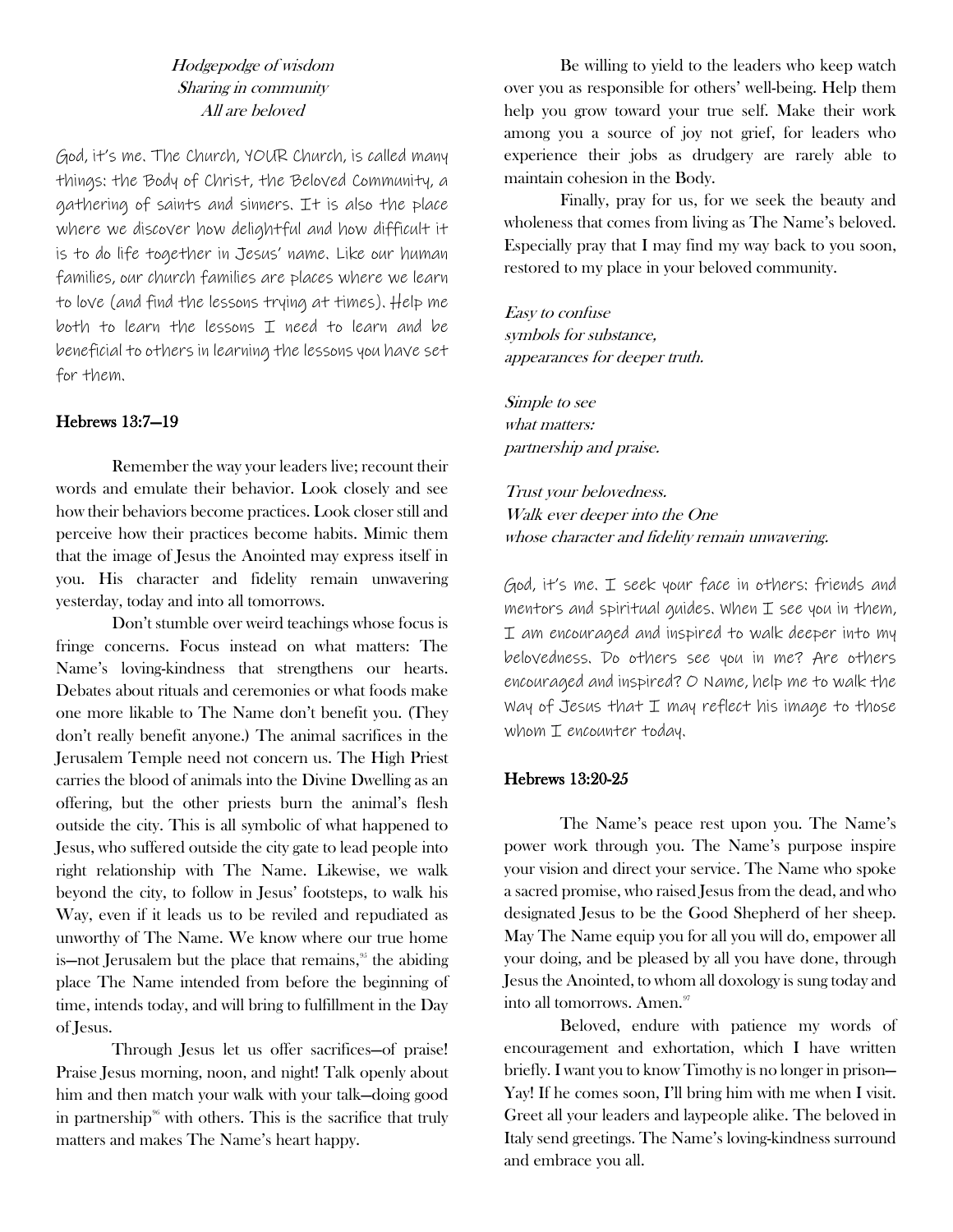*Hodgepodge of wisdom*
*Sharing in community*
*All are beloved*

God, it's me. The Church, YOUR Church, is called many things: the Body of Christ, the Beloved Community, a gathering of saints and sinners. It is also the place where we discover how delightful and how difficult it is to do life together in Jesus' name. Like our human families, our church families are places where we learn to love (and find the lessons trying at times). Help me both to learn the lessons I need to learn and be beneficial to others in learning the lessons you have set for them.

### Hebrews 13:7–19

Remember the way your leaders live; recount their words and emulate their behavior. Look closely and see how their behaviors become practices. Look closer still and perceive how their practices become habits. Mimic them that the image of Jesus the Anointed may express itself in you. His character and fidelity remain unwavering yesterday, today and into all tomorrows.

Don't stumble over weird teachings whose focus is fringe concerns. Focus instead on what matters: The Name's loving-kindness that strengthens our hearts. Debates about rituals and ceremonies or what foods make one more likable to The Name don't benefit you. (They don't really benefit anyone.) The animal sacrifices in the Jerusalem Temple need not concern us. The High Priest carries the blood of animals into the Divine Dwelling as an offering, but the other priests burn the animal's flesh outside the city. This is all symbolic of what happened to Jesus, who suffered outside the city gate to lead people into right relationship with The Name. Likewise, we walk beyond the city, to follow in Jesus' footsteps, to walk his Way, even if it leads us to be reviled and repudiated as unworthy of The Name. We know where our true home is—not Jerusalem but the place that remains,[95] the abiding place The Name intended from before the beginning of time, intends today, and will bring to fulfillment in the Day of Jesus.

Through Jesus let us offer sacrifices—of praise! Praise Jesus morning, noon, and night! Talk openly about him and then match your walk with your talk—doing good in partnership[96] with others. This is the sacrifice that truly matters and makes The Name's heart happy.

Be willing to yield to the leaders who keep watch over you as responsible for others' well-being. Help them help you grow toward your true self. Make their work among you a source of joy not grief, for leaders who experience their jobs as drudgery are rarely able to maintain cohesion in the Body.

Finally, pray for us, for we seek the beauty and wholeness that comes from living as The Name's beloved. Especially pray that I may find my way back to you soon, restored to my place in your beloved community.

*Easy to confuse*
*symbols for substance,*
*appearances for deeper truth.*

*Simple to see*
*what matters:*
*partnership and praise.*

*Trust your belovedness.*
*Walk ever deeper into the One*
*whose character and fidelity remain unwavering.*

God, it's me. I seek your face in others: friends and mentors and spiritual guides. When I see you in them, I am encouraged and inspired to walk deeper into my belovedness. Do others see you in me? Are others encouraged and inspired? O Name, help me to walk the Way of Jesus that I may reflect his image to those whom I encounter today.

### Hebrews 13:20-25

The Name's peace rest upon you. The Name's power work through you. The Name's purpose inspire your vision and direct your service. The Name who spoke a sacred promise, who raised Jesus from the dead, and who designated Jesus to be the Good Shepherd of her sheep. May The Name equip you for all you will do, empower all your doing, and be pleased by all you have done, through Jesus the Anointed, to whom all doxology is sung today and into all tomorrows. Amen.[97]

Beloved, endure with patience my words of encouragement and exhortation, which I have written briefly. I want you to know Timothy is no longer in prison—Yay! If he comes soon, I'll bring him with me when I visit. Greet all your leaders and laypeople alike. The beloved in Italy send greetings. The Name's loving-kindness surround and embrace you all.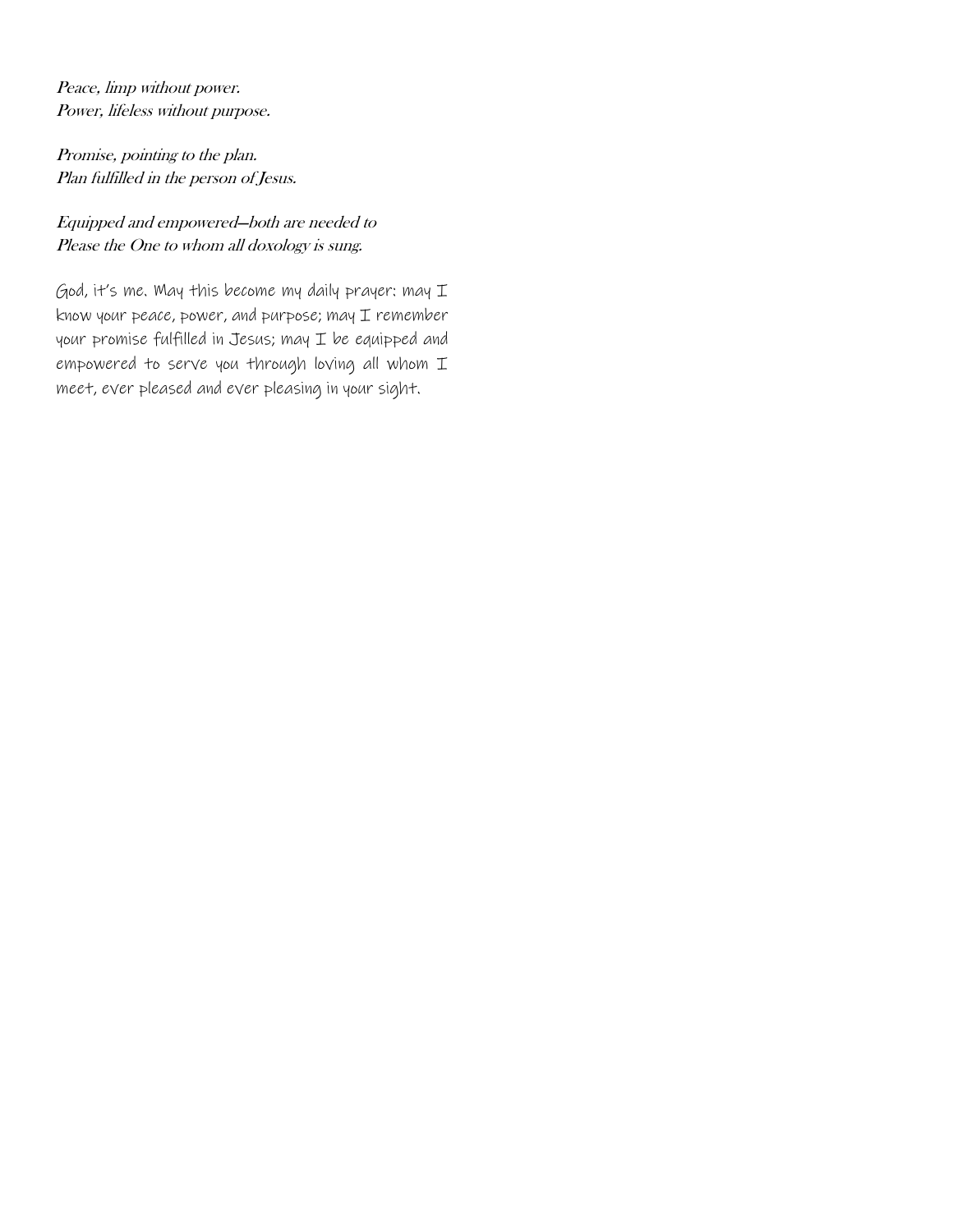*Peace, limp without power.*
*Power, lifeless without purpose.*

*Promise, pointing to the plan.*
*Plan fulfilled in the person of Jesus.*

*Equipped and empowered—both are needed to*
*Please the One to whom all doxology is sung.*

God, it's me. May this become my daily prayer: may I know your peace, power, and purpose; may I remember your promise fulfilled in Jesus; may I be equipped and empowered to serve you through loving all whom I meet, ever pleased and ever pleasing in your sight.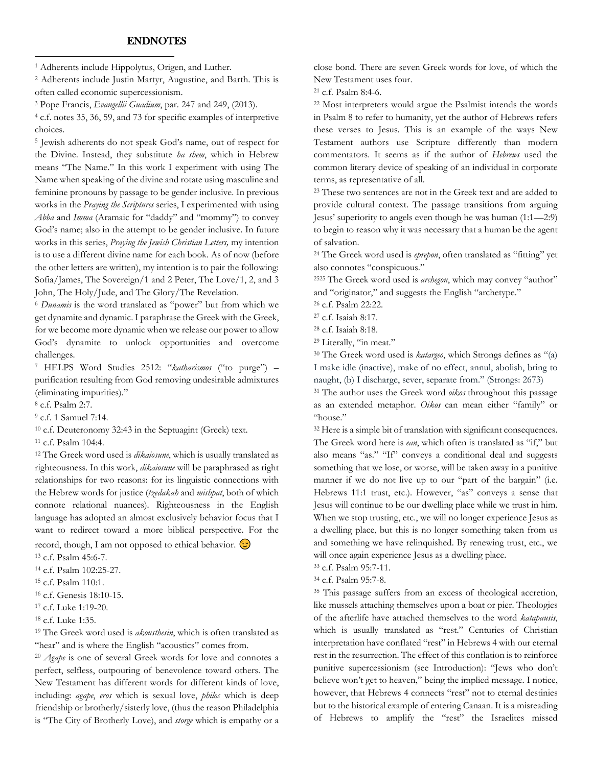## ENDNOTES

[1] Adherents include Hippolytus, Origen, and Luther.

[2] Adherents include Justin Martyr, Augustine, and Barth. This is often called economic supercessionism.

[3] Pope Francis, *Evangellii Guadium*, par. 247 and 249, (2013).

[4] c.f. notes 35, 36, 59, and 73 for specific examples of interpretive choices.

[5] Jewish adherents do not speak God's name, out of respect for the Divine. Instead, they substitute *ha shem*, which in Hebrew means "The Name." In this work I experiment with using The Name when speaking of the divine and rotate using masculine and feminine pronouns by passage to be gender inclusive. In previous works in the *Praying the Scriptures* series, I experimented with using *Abba* and *Imma* (Aramaic for "daddy" and "mommy") to convey God's name; also in the attempt to be gender inclusive. In future works in this series, *Praying the Jewish Christian Letters,* my intention is to use a different divine name for each book. As of now (before the other letters are written), my intention is to pair the following: Sofia/James, The Sovereign/1 and 2 Peter, The Love/1, 2, and 3 John, The Holy/Jude, and The Glory/The Revelation.

[6] *Dunamis* is the word translated as "power" but from which we get dynamite and dynamic. I paraphrase the Greek with the Greek, for we become more dynamic when we release our power to allow God's dynamite to unlock opportunities and overcome challenges.

[7] HELPS Word Studies 2512: "*katharismos* ("to purge") – purification resulting from God removing undesirable admixtures (eliminating impurities)."

[8] c.f. Psalm 2:7.

[9] c.f. 1 Samuel 7:14.

[10] c.f. Deuteronomy 32:43 in the Septuagint (Greek) text.

[11] c.f. Psalm 104:4.

[12] The Greek word used is *dikaiosune*, which is usually translated as righteousness. In this work, *dikaiosune* will be paraphrased as right relationships for two reasons: for its linguistic connections with the Hebrew words for justice (*tzedakah* and *mishpat*, both of which connote relational nuances). Righteousness in the English language has adopted an almost exclusively behavior focus that I want to redirect toward a more biblical perspective. For the record, though, I am not opposed to ethical behavior. 😉

[13] c.f. Psalm 45:6-7.

[14] c.f. Psalm 102:25-27.

[15] c.f. Psalm 110:1.

[16] c.f. Genesis 18:10-15.

[17] c.f. Luke 1:19-20.

[18] c.f. Luke 1:35.

[19] The Greek word used is *akousthesin*, which is often translated as "hear" and is where the English "acoustics" comes from.

[20] *Agape* is one of several Greek words for love and connotes a perfect, selfless, outpouring of benevolence toward others. The New Testament has different words for different kinds of love, including: *agape*, *eros* which is sexual love, *philos* which is deep friendship or brotherly/sisterly love, (thus the reason Philadelphia is "The City of Brotherly Love), and *storge* which is empathy or a close bond. There are seven Greek words for love, of which the New Testament uses four.

[21] c.f. Psalm 8:4-6.

[22] Most interpreters would argue the Psalmist intends the words in Psalm 8 to refer to humanity, yet the author of Hebrews refers these verses to Jesus. This is an example of the ways New Testament authors use Scripture differently than modern commentators. It seems as if the author of *Hebrews* used the common literary device of speaking of an individual in corporate terms, as representative of all.

[23] These two sentences are not in the Greek text and are added to provide cultural context. The passage transitions from arguing Jesus' superiority to angels even though he was human (1:1—2:9) to begin to reason why it was necessary that a human be the agent of salvation.

[24] The Greek word used is *eprepon*, often translated as "fitting" yet also connotes "conspicuous."

[25][25] The Greek word used is *archegon*, which may convey "author" and "originator," and suggests the English "archetype."

[26] c.f. Psalm 22:22.

[27] c.f. Isaiah 8:17.

[28] c.f. Isaiah 8:18.

[29] Literally, "in meat."

[30] The Greek word used is *katargeo*, which Strongs defines as "(a) I make idle (inactive), make of no effect, annul, abolish, bring to naught, (b) I discharge, sever, separate from." (Strongs: 2673)

[31] The author uses the Greek word *oikos* throughout this passage as an extended metaphor. *Oikos* can mean either "family" or "house."

[32] Here is a simple bit of translation with significant consequences. The Greek word here is *ean*, which often is translated as "if," but also means "as." "If" conveys a conditional deal and suggests something that we lose, or worse, will be taken away in a punitive manner if we do not live up to our "part of the bargain" (i.e. Hebrews 11:1 trust, etc.). However, "as" conveys a sense that Jesus will continue to be our dwelling place while we trust in him. When we stop trusting, etc., we will no longer experience Jesus as a dwelling place, but this is no longer something taken from us and something we have relinquished. By renewing trust, etc., we will once again experience Jesus as a dwelling place.

[33] c.f. Psalm 95:7-11.

[34] c.f. Psalm 95:7-8.

[35] This passage suffers from an excess of theological accretion, like mussels attaching themselves upon a boat or pier. Theologies of the afterlife have attached themselves to the word *katapausis*, which is usually translated as "rest." Centuries of Christian interpretation have conflated "rest" in Hebrews 4 with our eternal rest in the resurrection. The effect of this conflation is to reinforce punitive supercessionism (see Introduction): "Jews who don't believe won't get to heaven," being the implied message. I notice, however, that Hebrews 4 connects "rest" not to eternal destinies but to the historical example of entering Canaan. It is a misreading of Hebrews to amplify the "rest" the Israelites missed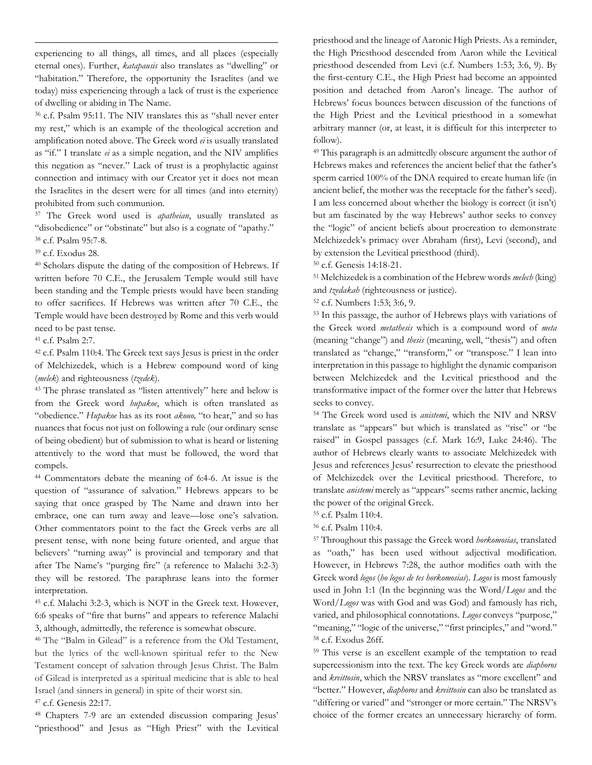experiencing to all things, all times, and all places (especially eternal ones). Further, *katapausis* also translates as "dwelling" or "habitation." Therefore, the opportunity the Israelites (and we today) miss experiencing through a lack of trust is the experience of dwelling or abiding in The Name.

[36] c.f. Psalm 95:11. The NIV translates this as "shall never enter my rest," which is an example of the theological accretion and amplification noted above. The Greek word *ei* is usually translated as "if." I translate *ei* as a simple negation, and the NIV amplifies this negation as "never." Lack of trust is a prophylactic against connection and intimacy with our Creator yet it does not mean the Israelites in the desert were for all times (and into eternity) prohibited from such communion.

[37] The Greek word used is *apatheian*, usually translated as "disobedience" or "obstinate" but also is a cognate of "apathy."

[38] c.f. Psalm 95:7-8.

[39] c.f. Exodus 28.

[40] Scholars dispute the dating of the composition of Hebrews. If written before 70 C.E., the Jerusalem Temple would still have been standing and the Temple priests would have been standing to offer sacrifices. If Hebrews was written after 70 C.E., the Temple would have been destroyed by Rome and this verb would need to be past tense.

[41] c.f. Psalm 2:7.

[42] c.f. Psalm 110:4. The Greek text says Jesus is priest in the order of Melchizedek, which is a Hebrew compound word of king (*melek*) and righteousness (*tzedek*).

[43] The phrase translated as "listen attentively" here and below is from the Greek word *hupakoe*, which is often translated as "obedience." *Hupakoe* has as its root *akouo,* "to hear," and so has nuances that focus not just on following a rule (our ordinary sense of being obedient) but of submission to what is heard or listening attentively to the word that must be followed, the word that compels.

[44] Commentators debate the meaning of 6:4-6. At issue is the question of "assurance of salvation." Hebrews appears to be saying that once grasped by The Name and drawn into her embrace, one can turn away and leave—lose one's salvation. Other commentators point to the fact the Greek verbs are all present tense, with none being future oriented, and argue that believers' "turning away" is provincial and temporary and that after The Name's "purging fire" (a reference to Malachi 3:2-3) they will be restored. The paraphrase leans into the former interpretation.

[45] c.f. Malachi 3:2-3, which is NOT in the Greek text. However, 6:6 speaks of "fire that burns" and appears to reference Malachi 3, although, admittedly, the reference is somewhat obscure.

[46] The "Balm in Gilead" is a reference from the Old Testament, but the lyrics of the well-known spiritual refer to the New Testament concept of salvation through Jesus Christ. The Balm of Gilead is interpreted as a spiritual medicine that is able to heal Israel (and sinners in general) in spite of their worst sin.

[47] c.f. Genesis 22:17.

[48] Chapters 7-9 are an extended discussion comparing Jesus' "priesthood" and Jesus as "High Priest" with the Levitical priesthood and the lineage of Aaronic High Priests. As a reminder, the High Priesthood descended from Aaron while the Levitical priesthood descended from Levi (c.f. Numbers 1:53; 3:6, 9). By the first-century C.E., the High Priest had become an appointed position and detached from Aaron's lineage. The author of Hebrews' focus bounces between discussion of the functions of the High Priest and the Levitical priesthood in a somewhat arbitrary manner (or, at least, it is difficult for this interpreter to follow).

[49] This paragraph is an admittedly obscure argument the author of Hebrews makes and references the ancient belief that the father's sperm carried 100% of the DNA required to create human life (in ancient belief, the mother was the receptacle for the father's seed). I am less concerned about whether the biology is correct (it isn't) but am fascinated by the way Hebrews' author seeks to convey the "logic" of ancient beliefs about procreation to demonstrate Melchizedek's primacy over Abraham (first), Levi (second), and by extension the Levitical priesthood (third).

[50] c.f. Genesis 14:18-21.

[51] Melchizedek is a combination of the Hebrew words *melech* (king) and *tzedakah* (righteousness or justice).

[52] c.f. Numbers 1:53; 3:6, 9.

[53] In this passage, the author of Hebrews plays with variations of the Greek word *metathesis* which is a compound word of *meta* (meaning "change") and *thesis* (meaning, well, "thesis") and often translated as "change," "transform," or "transpose." I lean into interpretation in this passage to highlight the dynamic comparison between Melchizedek and the Levitical priesthood and the transformative impact of the former over the latter that Hebrews seeks to convey.

[54] The Greek word used is *anistemi*, which the NIV and NRSV translate as "appears" but which is translated as "rise" or "be raised" in Gospel passages (c.f. Mark 16:9, Luke 24:46). The author of Hebrews clearly wants to associate Melchizedek with Jesus and references Jesus' resurrection to elevate the priesthood of Melchizedek over the Levitical priesthood. Therefore, to translate *anistemi* merely as "appears" seems rather anemic, lacking the power of the original Greek.

[55] c.f. Psalm 110:4.

[56] c.f. Psalm 110:4.

[57] Throughout this passage the Greek word *horkomosias*, translated as "oath," has been used without adjectival modification. However, in Hebrews 7:28, the author modifies oath with the Greek word *logos* (*ho logos de tes horkomosias*). *Logos* is most famously used in John 1:1 (In the beginning was the Word/*Logos* and the Word/*Logos* was with God and was God) and famously has rich, varied, and philosophical connotations. *Logos* conveys "purpose," "meaning," "logic of the universe," "first principles," and "word."

[58] c.f. Exodus 26ff.

[59] This verse is an excellent example of the temptation to read supercessionism into the text. The key Greek words are *diaphoros* and *kreittosin*, which the NRSV translates as "more excellent" and "better." However, *diaphoros* and *kreittosin* can also be translated as "differing or varied" and "stronger or more certain." The NRSV's choice of the former creates an unnecessary hierarchy of form.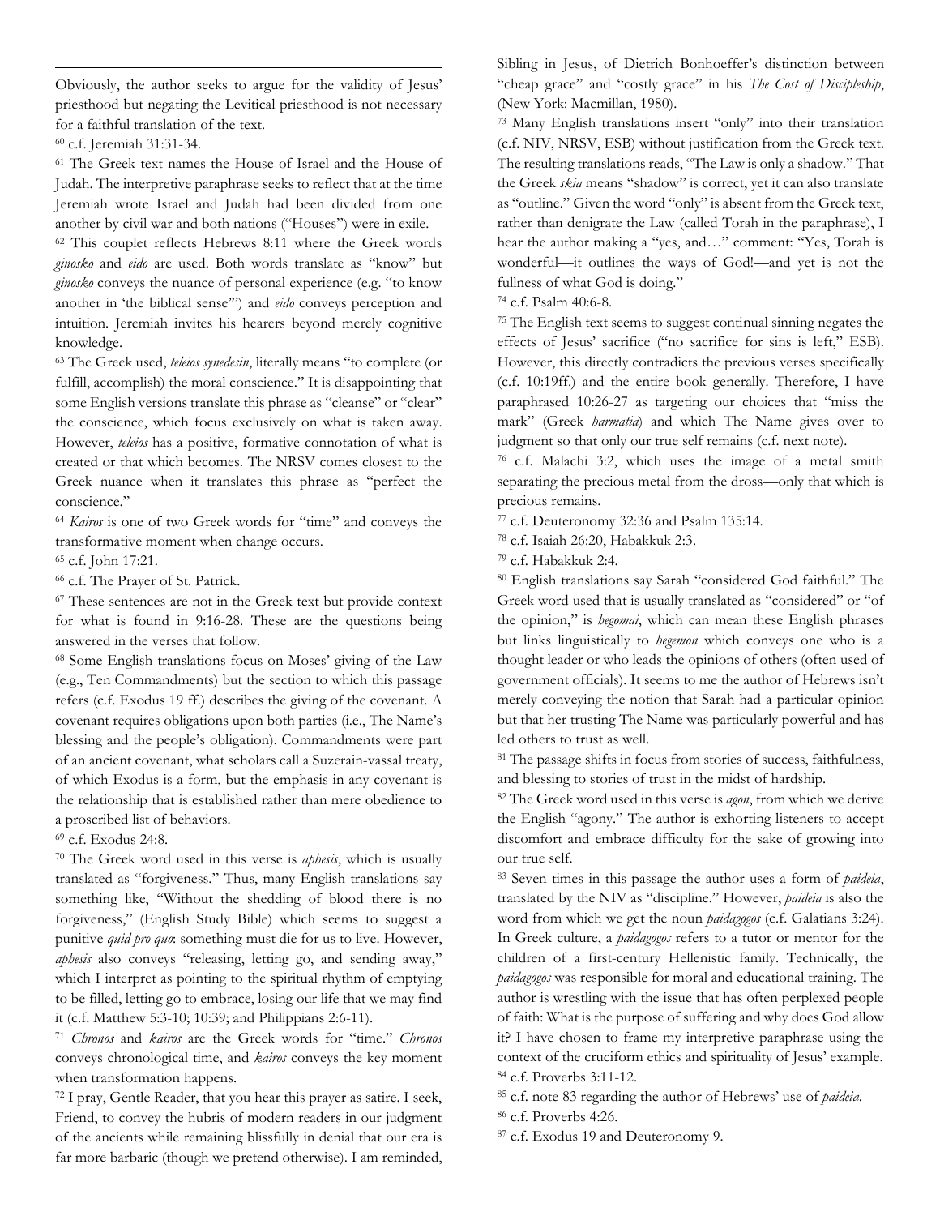Obviously, the author seeks to argue for the validity of Jesus' priesthood but negating the Levitical priesthood is not necessary for a faithful translation of the text.

[60] c.f. Jeremiah 31:31-34.

[61] The Greek text names the House of Israel and the House of Judah. The interpretive paraphrase seeks to reflect that at the time Jeremiah wrote Israel and Judah had been divided from one another by civil war and both nations ("Houses") were in exile.

[62] This couplet reflects Hebrews 8:11 where the Greek words *ginosko* and *eido* are used. Both words translate as "know" but *ginosko* conveys the nuance of personal experience (e.g. "to know another in 'the biblical sense'") and *eido* conveys perception and intuition. Jeremiah invites his hearers beyond merely cognitive knowledge.

[63] The Greek used, *teleios synedesin*, literally means "to complete (or fulfill, accomplish) the moral conscience." It is disappointing that some English versions translate this phrase as "cleanse" or "clear" the conscience, which focus exclusively on what is taken away. However, *teleios* has a positive, formative connotation of what is created or that which becomes. The NRSV comes closest to the Greek nuance when it translates this phrase as "perfect the conscience."

[64] *Kairos* is one of two Greek words for "time" and conveys the transformative moment when change occurs.

[65] c.f. John 17:21.

[66] c.f. The Prayer of St. Patrick.

[67] These sentences are not in the Greek text but provide context for what is found in 9:16-28. These are the questions being answered in the verses that follow.

[68] Some English translations focus on Moses' giving of the Law (e.g., Ten Commandments) but the section to which this passage refers (c.f. Exodus 19 ff.) describes the giving of the covenant. A covenant requires obligations upon both parties (i.e., The Name's blessing and the people's obligation). Commandments were part of an ancient covenant, what scholars call a Suzerain-vassal treaty, of which Exodus is a form, but the emphasis in any covenant is the relationship that is established rather than mere obedience to a proscribed list of behaviors.

[69] c.f. Exodus 24:8.

[70] The Greek word used in this verse is *aphesis*, which is usually translated as "forgiveness." Thus, many English translations say something like, "Without the shedding of blood there is no forgiveness," (English Study Bible) which seems to suggest a punitive *quid pro quo*: something must die for us to live. However, *aphesis* also conveys "releasing, letting go, and sending away," which I interpret as pointing to the spiritual rhythm of emptying to be filled, letting go to embrace, losing our life that we may find it (c.f. Matthew 5:3-10; 10:39; and Philippians 2:6-11).

[71] *Chronos* and *kairos* are the Greek words for "time." *Chronos* conveys chronological time, and *kairos* conveys the key moment when transformation happens.

[72] I pray, Gentle Reader, that you hear this prayer as satire. I seek, Friend, to convey the hubris of modern readers in our judgment of the ancients while remaining blissfully in denial that our era is far more barbaric (though we pretend otherwise). I am reminded, Sibling in Jesus, of Dietrich Bonhoeffer's distinction between "cheap grace" and "costly grace" in his *The Cost of Discipleship*, (New York: Macmillan, 1980).

[73] Many English translations insert "only" into their translation (c.f. NIV, NRSV, ESB) without justification from the Greek text. The resulting translations reads, "The Law is only a shadow." That the Greek *skia* means "shadow" is correct, yet it can also translate as "outline." Given the word "only" is absent from the Greek text, rather than denigrate the Law (called Torah in the paraphrase), I hear the author making a "yes, and…" comment: "Yes, Torah is wonderful—it outlines the ways of God!—and yet is not the fullness of what God is doing."

[74] c.f. Psalm 40:6-8.

[75] The English text seems to suggest continual sinning negates the effects of Jesus' sacrifice ("no sacrifice for sins is left," ESB). However, this directly contradicts the previous verses specifically (c.f. 10:19ff.) and the entire book generally. Therefore, I have paraphrased 10:26-27 as targeting our choices that "miss the mark" (Greek *harmatia*) and which The Name gives over to judgment so that only our true self remains (c.f. next note).

[76] c.f. Malachi 3:2, which uses the image of a metal smith separating the precious metal from the dross—only that which is precious remains.

[77] c.f. Deuteronomy 32:36 and Psalm 135:14.

[78] c.f. Isaiah 26:20, Habakkuk 2:3.

[79] c.f. Habakkuk 2:4.

[80] English translations say Sarah "considered God faithful." The Greek word used that is usually translated as "considered" or "of the opinion," is *hegomai*, which can mean these English phrases but links linguistically to *hegemon* which conveys one who is a thought leader or who leads the opinions of others (often used of government officials). It seems to me the author of Hebrews isn't merely conveying the notion that Sarah had a particular opinion but that her trusting The Name was particularly powerful and has led others to trust as well.

[81] The passage shifts in focus from stories of success, faithfulness, and blessing to stories of trust in the midst of hardship.

[82] The Greek word used in this verse is *agon*, from which we derive the English "agony." The author is exhorting listeners to accept discomfort and embrace difficulty for the sake of growing into our true self.

[83] Seven times in this passage the author uses a form of *paideia*, translated by the NIV as "discipline." However, *paideia* is also the word from which we get the noun *paidagogos* (c.f. Galatians 3:24). In Greek culture, a *paidagogos* refers to a tutor or mentor for the children of a first-century Hellenistic family. Technically, the *paidagogos* was responsible for moral and educational training. The author is wrestling with the issue that has often perplexed people of faith: What is the purpose of suffering and why does God allow it? I have chosen to frame my interpretive paraphrase using the context of the cruciform ethics and spirituality of Jesus' example.

[84] c.f. Proverbs 3:11-12.

[85] c.f. note 83 regarding the author of Hebrews' use of *paideia*.

[86] c.f. Proverbs 4:26.

[87] c.f. Exodus 19 and Deuteronomy 9.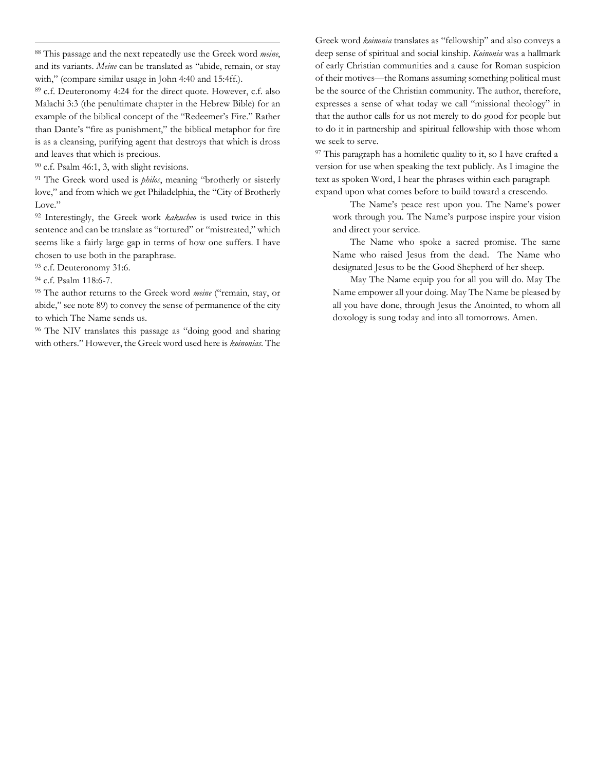[88] This passage and the next repeatedly use the Greek word *meine*, and its variants. *Meine* can be translated as "abide, remain, or stay with," (compare similar usage in John 4:40 and 15:4ff.).

[89] c.f. Deuteronomy 4:24 for the direct quote. However, c.f. also Malachi 3:3 (the penultimate chapter in the Hebrew Bible) for an example of the biblical concept of the "Redeemer's Fire." Rather than Dante's "fire as punishment," the biblical metaphor for fire is as a cleansing, purifying agent that destroys that which is dross and leaves that which is precious.

[90] c.f. Psalm 46:1, 3, with slight revisions.

[91] The Greek word used is *philos*, meaning "brotherly or sisterly love," and from which we get Philadelphia, the "City of Brotherly Love."

[92] Interestingly, the Greek work *kakucheo* is used twice in this sentence and can be translate as "tortured" or "mistreated," which seems like a fairly large gap in terms of how one suffers. I have chosen to use both in the paraphrase.

[93] c.f. Deuteronomy 31:6.

[94] c.f. Psalm 118:6-7.

[95] The author returns to the Greek word *meine* ("remain, stay, or abide," see note 89) to convey the sense of permanence of the city to which The Name sends us.

[96] The NIV translates this passage as "doing good and sharing with others." However, the Greek word used here is *koinonias*. The Greek word *koinonia* translates as "fellowship" and also conveys a deep sense of spiritual and social kinship. *Koinonia* was a hallmark of early Christian communities and a cause for Roman suspicion of their motives—the Romans assuming something political must be the source of the Christian community. The author, therefore, expresses a sense of what today we call "missional theology" in that the author calls for us not merely to do good for people but to do it in partnership and spiritual fellowship with those whom we seek to serve.

[97] This paragraph has a homiletic quality to it, so I have crafted a version for use when speaking the text publicly. As I imagine the text as spoken Word, I hear the phrases within each paragraph expand upon what comes before to build toward a crescendo.

> The Name's peace rest upon you. The Name's power work through you. The Name's purpose inspire your vision and direct your service.
>
> The Name who spoke a sacred promise. The same Name who raised Jesus from the dead. The Name who designated Jesus to be the Good Shepherd of her sheep.
>
> May The Name equip you for all you will do. May The Name empower all your doing. May The Name be pleased by all you have done, through Jesus the Anointed, to whom all doxology is sung today and into all tomorrows. Amen.